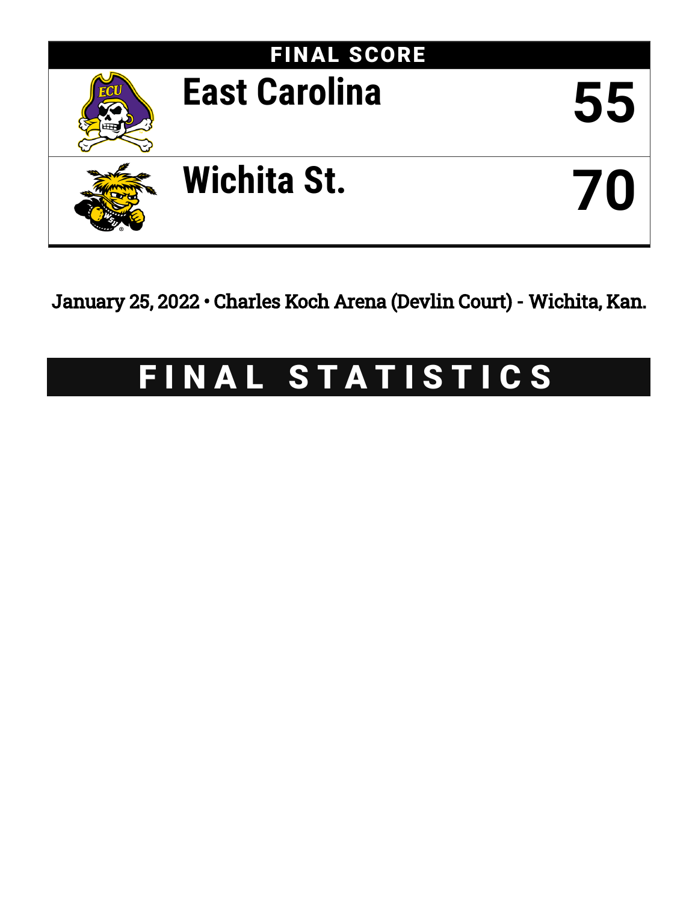## FINAL SCORE

| | |
|---|---|
| East Carolina | 55 |
| Wichita St. | 70 |

January 25, 2022 • Charles Koch Arena (Devlin Court) - Wichita, Kan.

# FINAL STATISTICS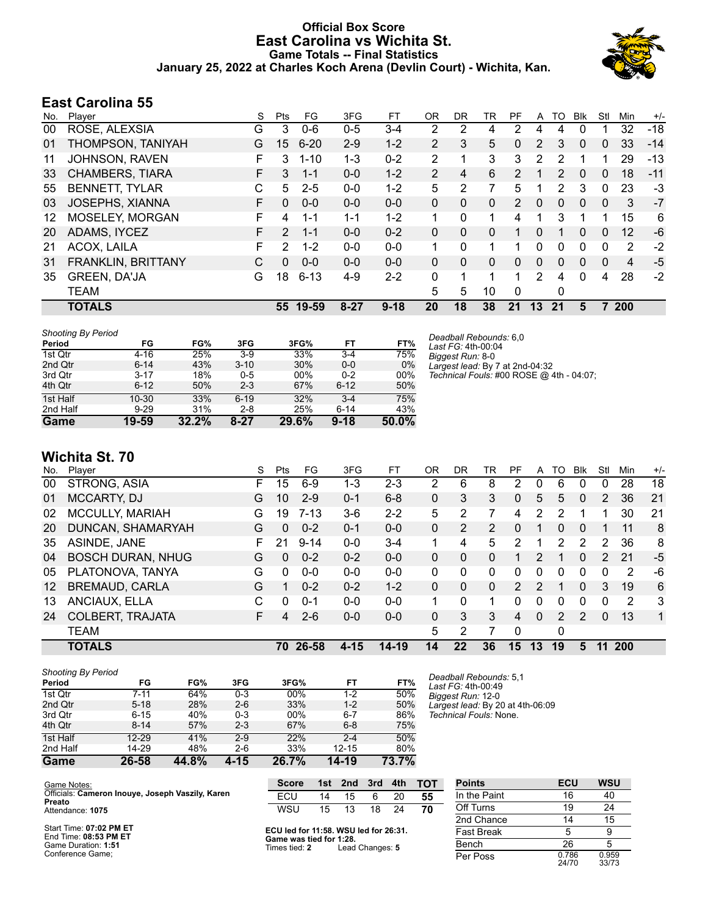# Official Box Score
## East Carolina vs Wichita St.
### Game Totals -- Final Statistics
### January 25, 2022 at Charles Koch Arena (Devlin Court) - Wichita, Kan.

## East Carolina 55

| No. | Player | S | Pts | FG | 3FG | FT | OR | DR | TR | PF | A | TO | Blk | Stl | Min | +/- |
|---|---|---|---|---|---|---|---|---|---|---|---|---|---|---|---|---|
| 00 | ROSE, ALEXSIA | G | 3 | 0-6 | 0-5 | 3-4 | 2 | 2 | 4 | 2 | 4 | 4 | 0 | 1 | 32 | -18 |
| 01 | THOMPSON, TANIYAH | G | 15 | 6-20 | 2-9 | 1-2 | 2 | 3 | 5 | 0 | 2 | 3 | 0 | 0 | 33 | -14 |
| 11 | JOHNSON, RAVEN | F | 3 | 1-10 | 1-3 | 0-2 | 2 | 1 | 3 | 3 | 2 | 2 | 1 | 1 | 29 | -13 |
| 33 | CHAMBERS, TIARA | F | 3 | 1-1 | 0-0 | 1-2 | 2 | 4 | 6 | 2 | 1 | 2 | 0 | 0 | 18 | -11 |
| 55 | BENNETT, TYLAR | C | 5 | 2-5 | 0-0 | 1-2 | 5 | 2 | 7 | 5 | 1 | 2 | 3 | 0 | 23 | -3 |
| 03 | JOSEPHS, XIANNA | F | 0 | 0-0 | 0-0 | 0-0 | 0 | 0 | 0 | 2 | 0 | 0 | 0 | 0 | 3 | -7 |
| 12 | MOSELEY, MORGAN | F | 4 | 1-1 | 1-1 | 1-2 | 1 | 0 | 1 | 4 | 1 | 3 | 1 | 1 | 15 | 6 |
| 20 | ADAMS, IYCEZ | F | 2 | 1-1 | 0-0 | 0-2 | 0 | 0 | 0 | 1 | 0 | 1 | 0 | 0 | 12 | -6 |
| 21 | ACOX, LAILA | F | 2 | 1-2 | 0-0 | 0-0 | 1 | 0 | 1 | 1 | 0 | 0 | 0 | 0 | 2 | -2 |
| 31 | FRANKLIN, BRITTANY | C | 0 | 0-0 | 0-0 | 0-0 | 0 | 0 | 0 | 0 | 0 | 0 | 0 | 0 | 4 | -5 |
| 35 | GREEN, DA'JA | G | 18 | 6-13 | 4-9 | 2-2 | 0 | 1 | 1 | 1 | 2 | 4 | 0 | 4 | 28 | -2 |
| | TEAM | | | | | | 5 | 5 | 10 | 0 | | 0 | | | | |
| | **TOTALS** | | **55** | **19-59** | **8-27** | **9-18** | **20** | **18** | **38** | **21** | **13** | **21** | **5** | **7** | **200** | |

*Shooting By Period*

| Period | FG | FG% | 3FG | 3FG% | FT | FT% |
|---|---|---|---|---|---|---|
| 1st Qtr | 4-16 | 25% | 3-9 | 33% | 3-4 | 75% |
| 2nd Qtr | 6-14 | 43% | 3-10 | 30% | 0-0 | 0% |
| 3rd Qtr | 3-17 | 18% | 0-5 | 00% | 0-2 | 00% |
| 4th Qtr | 6-12 | 50% | 2-3 | 67% | 6-12 | 50% |
| 1st Half | 10-30 | 33% | 6-19 | 32% | 3-4 | 75% |
| 2nd Half | 9-29 | 31% | 2-8 | 25% | 6-14 | 43% |
| **Game** | **19-59** | **32.2%** | **8-27** | **29.6%** | **9-18** | **50.0%** |

*Deadball Rebounds:* 6,0
*Last FG:* 4th-00:04
*Biggest Run:* 8-0
*Largest lead:* By 7 at 2nd-04:32
*Technical Fouls:* #00 ROSE @ 4th - 04:07;

## Wichita St. 70

| No. | Player | S | Pts | FG | 3FG | FT | OR | DR | TR | PF | A | TO | Blk | Stl | Min | +/- |
|---|---|---|---|---|---|---|---|---|---|---|---|---|---|---|---|---|
| 00 | STRONG, ASIA | F | 15 | 6-9 | 1-3 | 2-3 | 2 | 6 | 8 | 2 | 0 | 6 | 0 | 0 | 28 | 18 |
| 01 | MCCARTY, DJ | G | 10 | 2-9 | 0-1 | 6-8 | 0 | 3 | 3 | 0 | 5 | 5 | 0 | 2 | 36 | 21 |
| 02 | MCCULLY, MARIAH | G | 19 | 7-13 | 3-6 | 2-2 | 5 | 2 | 7 | 4 | 2 | 2 | 1 | 1 | 30 | 21 |
| 20 | DUNCAN, SHAMARYAH | G | 0 | 0-2 | 0-1 | 0-0 | 0 | 2 | 2 | 0 | 1 | 0 | 0 | 1 | 11 | 8 |
| 35 | ASINDE, JANE | F | 21 | 9-14 | 0-0 | 3-4 | 1 | 4 | 5 | 2 | 1 | 2 | 2 | 2 | 36 | 8 |
| 04 | BOSCH DURAN, NHUG | G | 0 | 0-2 | 0-2 | 0-0 | 0 | 0 | 0 | 1 | 2 | 1 | 0 | 2 | 21 | -5 |
| 05 | PLATONOVA, TANYA | G | 0 | 0-0 | 0-0 | 0-0 | 0 | 0 | 0 | 0 | 0 | 0 | 0 | 0 | 2 | -6 |
| 12 | BREMAUD, CARLA | G | 1 | 0-2 | 0-2 | 1-2 | 0 | 0 | 0 | 2 | 2 | 1 | 0 | 3 | 19 | 6 |
| 13 | ANCIAUX, ELLA | C | 0 | 0-1 | 0-0 | 0-0 | 1 | 0 | 1 | 0 | 0 | 0 | 0 | 0 | 2 | 3 |
| 24 | COLBERT, TRAJATA | F | 4 | 2-6 | 0-0 | 0-0 | 0 | 3 | 3 | 4 | 0 | 2 | 2 | 0 | 13 | 1 |
| | TEAM | | | | | | 5 | 2 | 7 | 0 | | 0 | | | | |
| | **TOTALS** | | **70** | **26-58** | **4-15** | **14-19** | **14** | **22** | **36** | **15** | **13** | **19** | **5** | **11** | **200** | |

*Shooting By Period*

| Period | FG | FG% | 3FG | 3FG% | FT | FT% |
|---|---|---|---|---|---|---|
| 1st Qtr | 7-11 | 64% | 0-3 | 00% | 1-2 | 50% |
| 2nd Qtr | 5-18 | 28% | 2-6 | 33% | 1-2 | 50% |
| 3rd Qtr | 6-15 | 40% | 0-3 | 00% | 6-7 | 86% |
| 4th Qtr | 8-14 | 57% | 2-3 | 67% | 6-8 | 75% |
| 1st Half | 12-29 | 41% | 2-9 | 22% | 2-4 | 50% |
| 2nd Half | 14-29 | 48% | 2-6 | 33% | 12-15 | 80% |
| **Game** | **26-58** | **44.8%** | **4-15** | **26.7%** | **14-19** | **73.7%** |

*Deadball Rebounds:* 5,1
*Last FG:* 4th-00:49
*Biggest Run:* 12-0
*Largest lead:* By 20 at 4th-06:09
*Technical Fouls:* None.

Game Notes:
Officials: **Cameron Inouye, Joseph Vaszily, Karen Preato**
Attendance: **1075**

Start Time: **07:02 PM ET**
End Time: **08:53 PM ET**
Game Duration: **1:51**
Conference Game;

| Score | 1st | 2nd | 3rd | 4th | TOT |
|---|---|---|---|---|---|
| ECU | 14 | 15 | 6 | 20 | 55 |
| WSU | 15 | 13 | 18 | 24 | 70 |

**ECU led for 11:58. WSU led for 26:31.**
**Game was tied for 1:28.**
Times tied: **2** Lead Changes: **5**

| Points | ECU | WSU |
|---|---|---|
| In the Paint | 16 | 40 |
| Off Turns | 19 | 24 |
| 2nd Chance | 14 | 15 |
| Fast Break | 5 | 9 |
| Bench | 26 | 5 |
| Per Poss | 0.786 24/70 | 0.959 33/73 |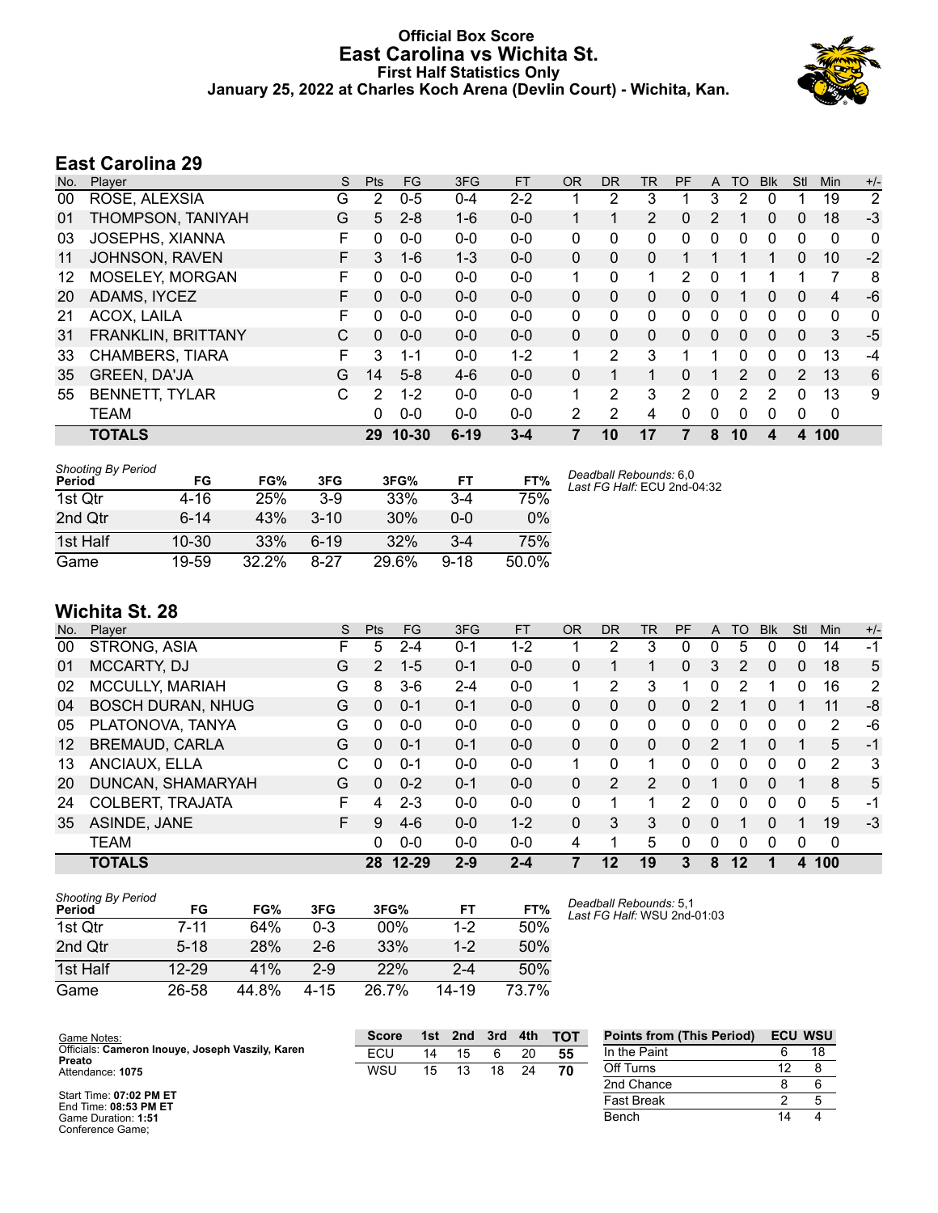# Official Box Score
## East Carolina vs Wichita St.
### First Half Statistics Only
### January 25, 2022 at Charles Koch Arena (Devlin Court) - Wichita, Kan.

## East Carolina 29

| No. | Player | S | Pts | FG | 3FG | FT | OR | DR | TR | PF | A | TO | Blk | Stl | Min | +/- |
|---|---|---|---|---|---|---|---|---|---|---|---|---|---|---|---|---|
| 00 | ROSE, ALEXSIA | G | 2 | 0-5 | 0-4 | 2-2 | 1 | 2 | 3 | 1 | 3 | 2 | 0 | 1 | 19 | 2 |
| 01 | THOMPSON, TANIYAH | G | 5 | 2-8 | 1-6 | 0-0 | 1 | 1 | 2 | 0 | 2 | 1 | 0 | 0 | 18 | -3 |
| 03 | JOSEPHS, XIANNA | F | 0 | 0-0 | 0-0 | 0-0 | 0 | 0 | 0 | 0 | 0 | 0 | 0 | 0 | 0 | 0 |
| 11 | JOHNSON, RAVEN | F | 3 | 1-6 | 1-3 | 0-0 | 0 | 0 | 0 | 1 | 1 | 1 | 1 | 0 | 10 | -2 |
| 12 | MOSELEY, MORGAN | F | 0 | 0-0 | 0-0 | 0-0 | 1 | 0 | 1 | 2 | 0 | 1 | 1 | 1 | 7 | 8 |
| 20 | ADAMS, IYCEZ | F | 0 | 0-0 | 0-0 | 0-0 | 0 | 0 | 0 | 0 | 0 | 1 | 0 | 0 | 4 | -6 |
| 21 | ACOX, LAILA | F | 0 | 0-0 | 0-0 | 0-0 | 0 | 0 | 0 | 0 | 0 | 0 | 0 | 0 | 0 | 0 |
| 31 | FRANKLIN, BRITTANY | C | 0 | 0-0 | 0-0 | 0-0 | 0 | 0 | 0 | 0 | 0 | 0 | 0 | 0 | 3 | -5 |
| 33 | CHAMBERS, TIARA | F | 3 | 1-1 | 0-0 | 1-2 | 1 | 2 | 3 | 1 | 1 | 0 | 0 | 0 | 13 | -4 |
| 35 | GREEN, DA'JA | G | 14 | 5-8 | 4-6 | 0-0 | 0 | 1 | 1 | 0 | 1 | 2 | 0 | 2 | 13 | 6 |
| 55 | BENNETT, TYLAR | C | 2 | 1-2 | 0-0 | 0-0 | 1 | 2 | 3 | 2 | 0 | 2 | 2 | 0 | 13 | 9 |
| | TEAM | | 0 | 0-0 | 0-0 | 0-0 | 2 | 2 | 4 | 0 | 0 | 0 | 0 | 0 | 0 | |
| | **TOTALS** | | **29** | **10-30** | **6-19** | **3-4** | **7** | **10** | **17** | **7** | **8** | **10** | **4** | **4** | **100** | |

| Shooting By Period Period | FG | FG% | 3FG | 3FG% | FT | FT% |
|---|---|---|---|---|---|---|
| 1st Qtr | 4-16 | 25% | 3-9 | 33% | 3-4 | 75% |
| 2nd Qtr | 6-14 | 43% | 3-10 | 30% | 0-0 | 0% |
| 1st Half | 10-30 | 33% | 6-19 | 32% | 3-4 | 75% |
| Game | 19-59 | 32.2% | 8-27 | 29.6% | 9-18 | 50.0% |

*Deadball Rebounds:* 6,0
*Last FG Half:* ECU 2nd-04:32

## Wichita St. 28

| No. | Player | S | Pts | FG | 3FG | FT | OR | DR | TR | PF | A | TO | Blk | Stl | Min | +/- |
|---|---|---|---|---|---|---|---|---|---|---|---|---|---|---|---|---|
| 00 | STRONG, ASIA | F | 5 | 2-4 | 0-1 | 1-2 | 1 | 2 | 3 | 0 | 0 | 5 | 0 | 0 | 14 | -1 |
| 01 | MCCARTY, DJ | G | 2 | 1-5 | 0-1 | 0-0 | 0 | 1 | 1 | 0 | 3 | 2 | 0 | 0 | 18 | 5 |
| 02 | MCCULLY, MARIAH | G | 8 | 3-6 | 2-4 | 0-0 | 1 | 2 | 3 | 1 | 0 | 2 | 1 | 0 | 16 | 2 |
| 04 | BOSCH DURAN, NHUG | G | 0 | 0-1 | 0-1 | 0-0 | 0 | 0 | 0 | 0 | 2 | 1 | 0 | 1 | 11 | -8 |
| 05 | PLATONOVA, TANYA | G | 0 | 0-0 | 0-0 | 0-0 | 0 | 0 | 0 | 0 | 0 | 0 | 0 | 0 | 2 | -6 |
| 12 | BREMAUD, CARLA | G | 0 | 0-1 | 0-1 | 0-0 | 0 | 0 | 0 | 0 | 2 | 1 | 0 | 1 | 5 | -1 |
| 13 | ANCIAUX, ELLA | C | 0 | 0-1 | 0-0 | 0-0 | 1 | 0 | 1 | 0 | 0 | 0 | 0 | 0 | 2 | 3 |
| 20 | DUNCAN, SHAMARYAH | G | 0 | 0-2 | 0-1 | 0-0 | 0 | 2 | 2 | 0 | 1 | 0 | 0 | 1 | 8 | 5 |
| 24 | COLBERT, TRAJATA | F | 4 | 2-3 | 0-0 | 0-0 | 0 | 1 | 1 | 2 | 0 | 0 | 0 | 0 | 5 | -1 |
| 35 | ASINDE, JANE | F | 9 | 4-6 | 0-0 | 1-2 | 0 | 3 | 3 | 0 | 0 | 1 | 0 | 1 | 19 | -3 |
| | TEAM | | 0 | 0-0 | 0-0 | 0-0 | 4 | 1 | 5 | 0 | 0 | 0 | 0 | 0 | 0 | |
| | **TOTALS** | | **28** | **12-29** | **2-9** | **2-4** | **7** | **12** | **19** | **3** | **8** | **12** | **1** | **4** | **100** | |

| Shooting By Period Period | FG | FG% | 3FG | 3FG% | FT | FT% |
|---|---|---|---|---|---|---|
| 1st Qtr | 7-11 | 64% | 0-3 | 00% | 1-2 | 50% |
| 2nd Qtr | 5-18 | 28% | 2-6 | 33% | 1-2 | 50% |
| 1st Half | 12-29 | 41% | 2-9 | 22% | 2-4 | 50% |
| Game | 26-58 | 44.8% | 4-15 | 26.7% | 14-19 | 73.7% |

*Deadball Rebounds:* 5,1
*Last FG Half:* WSU 2nd-01:03

Game Notes:
Officials: **Cameron Inouye, Joseph Vaszily, Karen Preato**
Attendance: **1075**

Start Time: **07:02 PM ET**
End Time: **08:53 PM ET**
Game Duration: **1:51**
Conference Game;

| Score | 1st | 2nd | 3rd | 4th | TOT |
|---|---|---|---|---|---|
| ECU | 14 | 15 | 6 | 20 | 55 |
| WSU | 15 | 13 | 18 | 24 | 70 |

| Points from (This Period) | ECU | WSU |
|---|---|---|
| In the Paint | 6 | 18 |
| Off Turns | 12 | 8 |
| 2nd Chance | 8 | 6 |
| Fast Break | 2 | 5 |
| Bench | 14 | 4 |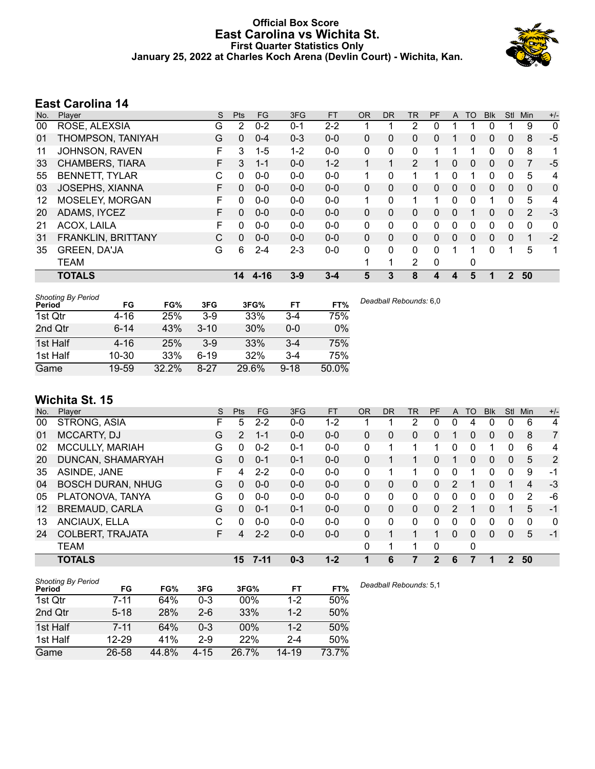# Official Box Score
# East Carolina vs Wichita St.
## First Quarter Statistics Only
### January 25, 2022 at Charles Koch Arena (Devlin Court) - Wichita, Kan.

## East Carolina 14

| No. | Player | S | Pts | FG | 3FG | FT | OR | DR | TR | PF | A | TO | Blk | Stl | Min | +/- |
|---|---|---|---|---|---|---|---|---|---|---|---|---|---|---|---|---|
| 00 | ROSE, ALEXSIA | G | 2 | 0-2 | 0-1 | 2-2 | 1 | 1 | 2 | 0 | 1 | 1 | 0 | 1 | 9 | 0 |
| 01 | THOMPSON, TANIYAH | G | 0 | 0-4 | 0-3 | 0-0 | 0 | 0 | 0 | 0 | 1 | 0 | 0 | 0 | 8 | -5 |
| 11 | JOHNSON, RAVEN | F | 3 | 1-5 | 1-2 | 0-0 | 0 | 0 | 0 | 1 | 1 | 1 | 0 | 0 | 8 | 1 |
| 33 | CHAMBERS, TIARA | F | 3 | 1-1 | 0-0 | 1-2 | 1 | 1 | 2 | 1 | 0 | 0 | 0 | 0 | 7 | -5 |
| 55 | BENNETT, TYLAR | C | 0 | 0-0 | 0-0 | 0-0 | 1 | 0 | 1 | 1 | 0 | 1 | 0 | 0 | 5 | 4 |
| 03 | JOSEPHS, XIANNA | F | 0 | 0-0 | 0-0 | 0-0 | 0 | 0 | 0 | 0 | 0 | 0 | 0 | 0 | 0 | 0 |
| 12 | MOSELEY, MORGAN | F | 0 | 0-0 | 0-0 | 0-0 | 1 | 0 | 1 | 1 | 0 | 0 | 1 | 0 | 5 | 4 |
| 20 | ADAMS, IYCEZ | F | 0 | 0-0 | 0-0 | 0-0 | 0 | 0 | 0 | 0 | 0 | 1 | 0 | 0 | 2 | -3 |
| 21 | ACOX, LAILA | F | 0 | 0-0 | 0-0 | 0-0 | 0 | 0 | 0 | 0 | 0 | 0 | 0 | 0 | 0 | 0 |
| 31 | FRANKLIN, BRITTANY | C | 0 | 0-0 | 0-0 | 0-0 | 0 | 0 | 0 | 0 | 0 | 0 | 0 | 0 | 1 | -2 |
| 35 | GREEN, DA'JA | G | 6 | 2-4 | 2-3 | 0-0 | 0 | 0 | 0 | 0 | 1 | 1 | 0 | 1 | 5 | 1 |
| | TEAM | | | | | | 1 | 1 | 2 | 0 | | 0 | | | | |
| | **TOTALS** | | **14** | **4-16** | **3-9** | **3-4** | **5** | **3** | **8** | **4** | **4** | **5** | **1** | **2** | **50** | |

| Shooting By Period Period | FG | FG% | 3FG | 3FG% | FT | FT% |
|---|---|---|---|---|---|---|
| 1st Qtr | 4-16 | 25% | 3-9 | 33% | 3-4 | 75% |
| 2nd Qtr | 6-14 | 43% | 3-10 | 30% | 0-0 | 0% |
| 1st Half | 4-16 | 25% | 3-9 | 33% | 3-4 | 75% |
| 1st Half | 10-30 | 33% | 6-19 | 32% | 3-4 | 75% |
| Game | 19-59 | 32.2% | 8-27 | 29.6% | 9-18 | 50.0% |

*Deadball Rebounds:* 6,0

## Wichita St. 15

| No. | Player | S | Pts | FG | 3FG | FT | OR | DR | TR | PF | A | TO | Blk | Stl | Min | +/- |
|---|---|---|---|---|---|---|---|---|---|---|---|---|---|---|---|---|
| 00 | STRONG, ASIA | F | 5 | 2-2 | 0-0 | 1-2 | 1 | 1 | 2 | 0 | 0 | 4 | 0 | 0 | 6 | 4 |
| 01 | MCCARTY, DJ | G | 2 | 1-1 | 0-0 | 0-0 | 0 | 0 | 0 | 0 | 1 | 0 | 0 | 0 | 8 | 7 |
| 02 | MCCULLY, MARIAH | G | 0 | 0-2 | 0-1 | 0-0 | 0 | 1 | 1 | 1 | 0 | 0 | 1 | 0 | 6 | 4 |
| 20 | DUNCAN, SHAMARYAH | G | 0 | 0-1 | 0-1 | 0-0 | 0 | 1 | 1 | 0 | 1 | 0 | 0 | 0 | 5 | 2 |
| 35 | ASINDE, JANE | F | 4 | 2-2 | 0-0 | 0-0 | 0 | 1 | 1 | 0 | 0 | 1 | 0 | 0 | 9 | -1 |
| 04 | BOSCH DURAN, NHUG | G | 0 | 0-0 | 0-0 | 0-0 | 0 | 0 | 0 | 0 | 2 | 1 | 0 | 1 | 4 | -3 |
| 05 | PLATONOVA, TANYA | G | 0 | 0-0 | 0-0 | 0-0 | 0 | 0 | 0 | 0 | 0 | 0 | 0 | 0 | 2 | -6 |
| 12 | BREMAUD, CARLA | G | 0 | 0-1 | 0-1 | 0-0 | 0 | 0 | 0 | 0 | 2 | 1 | 0 | 1 | 5 | -1 |
| 13 | ANCIAUX, ELLA | C | 0 | 0-0 | 0-0 | 0-0 | 0 | 0 | 0 | 0 | 0 | 0 | 0 | 0 | 0 | 0 |
| 24 | COLBERT, TRAJATA | F | 4 | 2-2 | 0-0 | 0-0 | 0 | 1 | 1 | 1 | 0 | 0 | 0 | 0 | 5 | -1 |
| | TEAM | | | | | | 0 | 1 | 1 | 0 | | 0 | | | | |
| | **TOTALS** | | **15** | **7-11** | **0-3** | **1-2** | **1** | **6** | **7** | **2** | **6** | **7** | **1** | **2** | **50** | |

| Shooting By Period Period | FG | FG% | 3FG | 3FG% | FT | FT% |
|---|---|---|---|---|---|---|
| 1st Qtr | 7-11 | 64% | 0-3 | 00% | 1-2 | 50% |
| 2nd Qtr | 5-18 | 28% | 2-6 | 33% | 1-2 | 50% |
| 1st Half | 7-11 | 64% | 0-3 | 00% | 1-2 | 50% |
| 1st Half | 12-29 | 41% | 2-9 | 22% | 2-4 | 50% |
| Game | 26-58 | 44.8% | 4-15 | 26.7% | 14-19 | 73.7% |

*Deadball Rebounds:* 5,1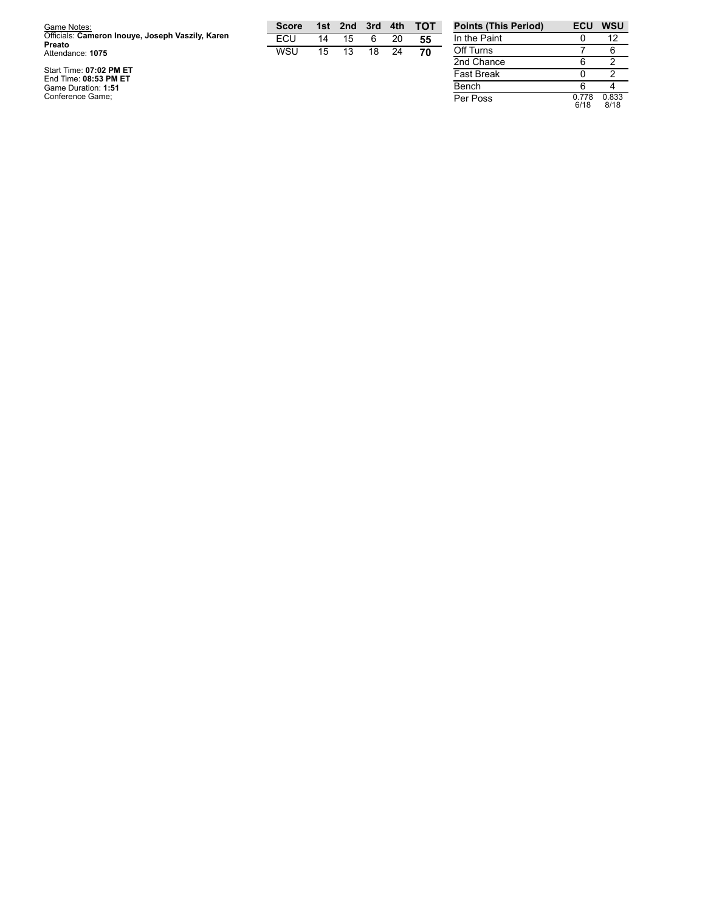Game Notes:
Officials: **Cameron Inouye, Joseph Vaszily, Karen Preato**
Attendance: **1075**

Start Time: **07:02 PM ET**
End Time: **08:53 PM ET**
Game Duration: **1:51**
Conference Game;

| Score | 1st | 2nd | 3rd | 4th | TOT |
|---|---|---|---|---|---|
| ECU | 14 | 15 | 6 | 20 | **55** |
| WSU | 15 | 13 | 18 | 24 | **70** |

| Points (This Period) | ECU | WSU |
|---|---|---|
| In the Paint | 0 | 12 |
| Off Turns | 7 | 6 |
| 2nd Chance | 6 | 2 |
| Fast Break | 0 | 2 |
| Bench | 6 | 4 |
| Per Poss | 0.778 6/18 | 0.833 8/18 |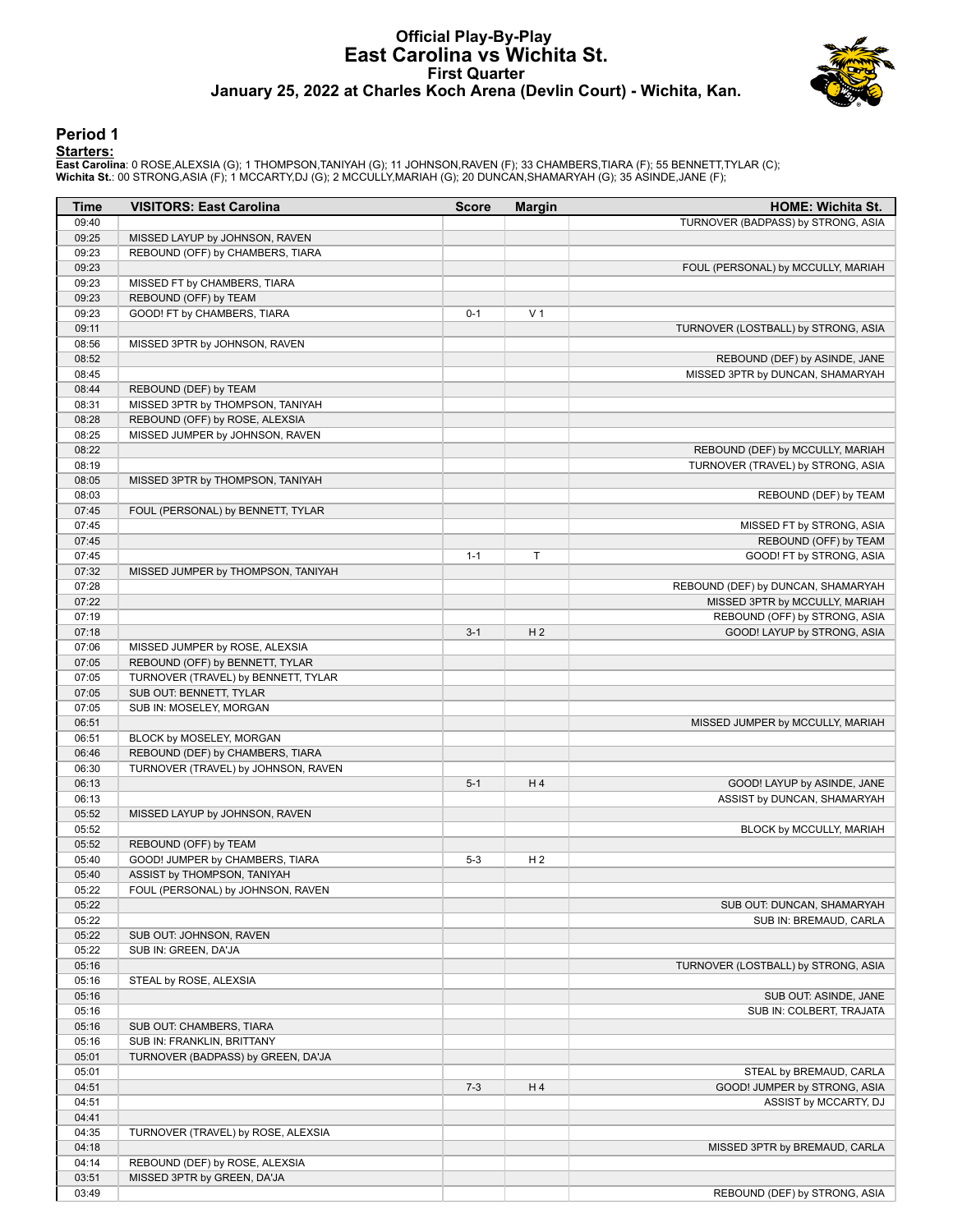# Official Play-By-Play
## East Carolina vs Wichita St.
### First Quarter
### January 25, 2022 at Charles Koch Arena (Devlin Court) - Wichita, Kan.

## Period 1

**Starters:**

**East Carolina**: 0 ROSE,ALEXSIA (G); 1 THOMPSON,TANIYAH (G); 11 JOHNSON,RAVEN (F); 33 CHAMBERS,TIARA (F); 55 BENNETT,TYLAR (C);
**Wichita St.**: 00 STRONG,ASIA (F); 1 MCCARTY,DJ (G); 2 MCCULLY,MARIAH (G); 20 DUNCAN,SHAMARYAH (G); 35 ASINDE,JANE (F);

| Time | VISITORS: East Carolina | Score | Margin | HOME: Wichita St. |
|---|---|---|---|---|
| 09:40 | | | | TURNOVER (BADPASS) by STRONG, ASIA |
| 09:25 | MISSED LAYUP by JOHNSON, RAVEN | | | |
| 09:23 | REBOUND (OFF) by CHAMBERS, TIARA | | | |
| 09:23 | | | | FOUL (PERSONAL) by MCCULLY, MARIAH |
| 09:23 | MISSED FT by CHAMBERS, TIARA | | | |
| 09:23 | REBOUND (OFF) by TEAM | | | |
| 09:23 | GOOD! FT by CHAMBERS, TIARA | 0-1 | V 1 | |
| 09:11 | | | | TURNOVER (LOSTBALL) by STRONG, ASIA |
| 08:56 | MISSED 3PTR by JOHNSON, RAVEN | | | |
| 08:52 | | | | REBOUND (DEF) by ASINDE, JANE |
| 08:45 | | | | MISSED 3PTR by DUNCAN, SHAMARYAH |
| 08:44 | REBOUND (DEF) by TEAM | | | |
| 08:31 | MISSED 3PTR by THOMPSON, TANIYAH | | | |
| 08:28 | REBOUND (OFF) by ROSE, ALEXSIA | | | |
| 08:25 | MISSED JUMPER by JOHNSON, RAVEN | | | |
| 08:22 | | | | REBOUND (DEF) by MCCULLY, MARIAH |
| 08:19 | | | | TURNOVER (TRAVEL) by STRONG, ASIA |
| 08:05 | MISSED 3PTR by THOMPSON, TANIYAH | | | |
| 08:03 | | | | REBOUND (DEF) by TEAM |
| 07:45 | FOUL (PERSONAL) by BENNETT, TYLAR | | | |
| 07:45 | | | | MISSED FT by STRONG, ASIA |
| 07:45 | | | | REBOUND (OFF) by TEAM |
| 07:45 | | 1-1 | T | GOOD! FT by STRONG, ASIA |
| 07:32 | MISSED JUMPER by THOMPSON, TANIYAH | | | |
| 07:28 | | | | REBOUND (DEF) by DUNCAN, SHAMARYAH |
| 07:22 | | | | MISSED 3PTR by MCCULLY, MARIAH |
| 07:19 | | | | REBOUND (OFF) by STRONG, ASIA |
| 07:18 | | 3-1 | H 2 | GOOD! LAYUP by STRONG, ASIA |
| 07:06 | MISSED JUMPER by ROSE, ALEXSIA | | | |
| 07:05 | REBOUND (OFF) by BENNETT, TYLAR | | | |
| 07:05 | TURNOVER (TRAVEL) by BENNETT, TYLAR | | | |
| 07:05 | SUB OUT: BENNETT, TYLAR | | | |
| 07:05 | SUB IN: MOSELEY, MORGAN | | | |
| 06:51 | | | | MISSED JUMPER by MCCULLY, MARIAH |
| 06:51 | BLOCK by MOSELEY, MORGAN | | | |
| 06:46 | REBOUND (DEF) by CHAMBERS, TIARA | | | |
| 06:30 | TURNOVER (TRAVEL) by JOHNSON, RAVEN | | | |
| 06:13 | | 5-1 | H 4 | GOOD! LAYUP by ASINDE, JANE |
| 06:13 | | | | ASSIST by DUNCAN, SHAMARYAH |
| 05:52 | MISSED LAYUP by JOHNSON, RAVEN | | | |
| 05:52 | | | | BLOCK by MCCULLY, MARIAH |
| 05:52 | REBOUND (OFF) by TEAM | | | |
| 05:40 | GOOD! JUMPER by CHAMBERS, TIARA | 5-3 | H 2 | |
| 05:40 | ASSIST by THOMPSON, TANIYAH | | | |
| 05:22 | FOUL (PERSONAL) by JOHNSON, RAVEN | | | |
| 05:22 | | | | SUB OUT: DUNCAN, SHAMARYAH |
| 05:22 | | | | SUB IN: BREMAUD, CARLA |
| 05:22 | SUB OUT: JOHNSON, RAVEN | | | |
| 05:22 | SUB IN: GREEN, DA'JA | | | |
| 05:16 | | | | TURNOVER (LOSTBALL) by STRONG, ASIA |
| 05:16 | STEAL by ROSE, ALEXSIA | | | |
| 05:16 | | | | SUB OUT: ASINDE, JANE |
| 05:16 | | | | SUB IN: COLBERT, TRAJATA |
| 05:16 | SUB OUT: CHAMBERS, TIARA | | | |
| 05:16 | SUB IN: FRANKLIN, BRITTANY | | | |
| 05:01 | TURNOVER (BADPASS) by GREEN, DA'JA | | | |
| 05:01 | | | | STEAL by BREMAUD, CARLA |
| 04:51 | | 7-3 | H 4 | GOOD! JUMPER by STRONG, ASIA |
| 04:51 | | | | ASSIST by MCCARTY, DJ |
| 04:41 | | | | |
| 04:35 | TURNOVER (TRAVEL) by ROSE, ALEXSIA | | | |
| 04:18 | | | | MISSED 3PTR by BREMAUD, CARLA |
| 04:14 | REBOUND (DEF) by ROSE, ALEXSIA | | | |
| 03:51 | MISSED 3PTR by GREEN, DA'JA | | | |
| 03:49 | | | | REBOUND (DEF) by STRONG, ASIA |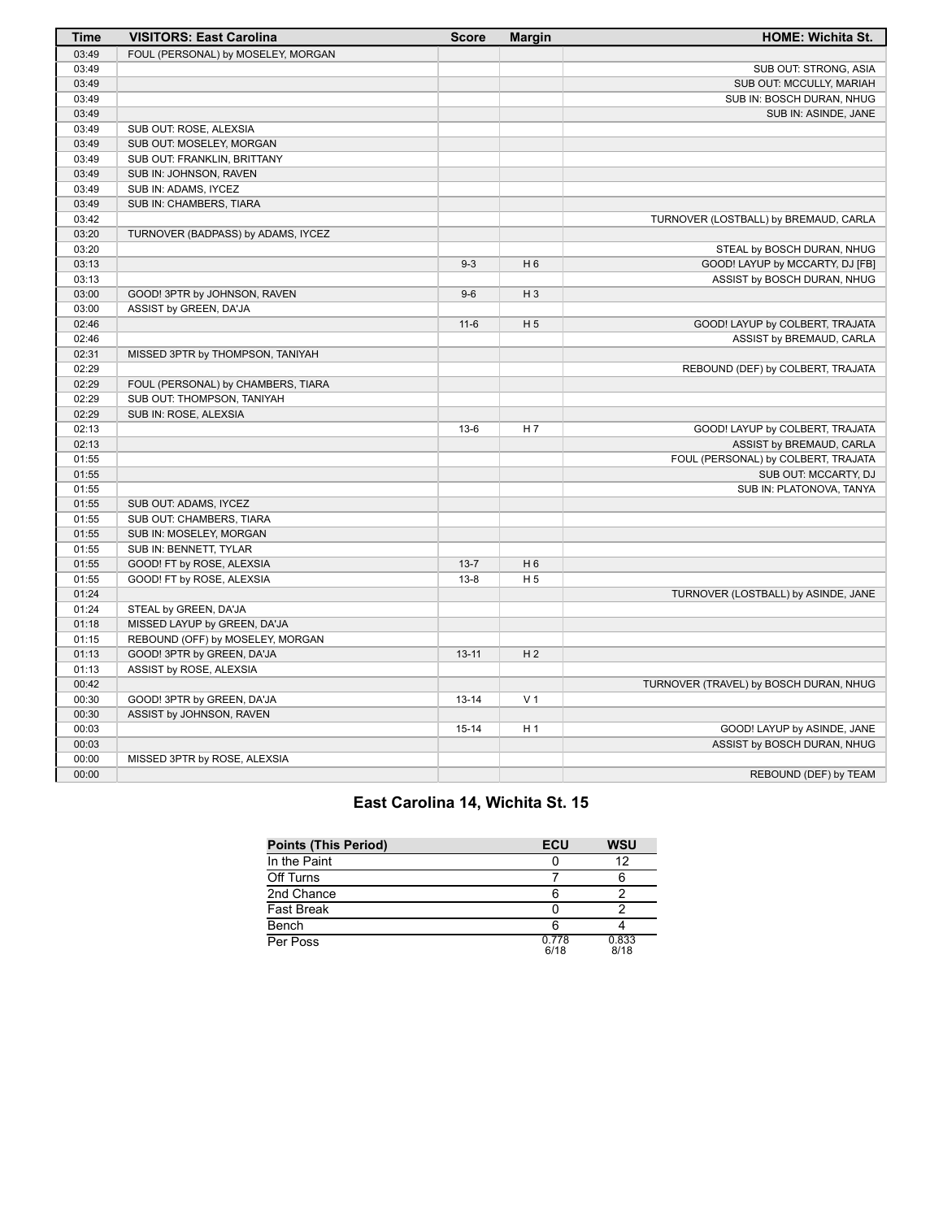| Time | VISITORS: East Carolina | Score | Margin | HOME: Wichita St. |
|---|---|---|---|---|
| 03:49 | FOUL (PERSONAL) by MOSELEY, MORGAN | | | |
| 03:49 | | | | SUB OUT: STRONG, ASIA |
| 03:49 | | | | SUB OUT: MCCULLY, MARIAH |
| 03:49 | | | | SUB IN: BOSCH DURAN, NHUG |
| 03:49 | | | | SUB IN: ASINDE, JANE |
| 03:49 | SUB OUT: ROSE, ALEXSIA | | | |
| 03:49 | SUB OUT: MOSELEY, MORGAN | | | |
| 03:49 | SUB OUT: FRANKLIN, BRITTANY | | | |
| 03:49 | SUB IN: JOHNSON, RAVEN | | | |
| 03:49 | SUB IN: ADAMS, IYCEZ | | | |
| 03:49 | SUB IN: CHAMBERS, TIARA | | | |
| 03:42 | | | | TURNOVER (LOSTBALL) by BREMAUD, CARLA |
| 03:20 | TURNOVER (BADPASS) by ADAMS, IYCEZ | | | |
| 03:20 | | | | STEAL by BOSCH DURAN, NHUG |
| 03:13 | | 9-3 | H 6 | GOOD! LAYUP by MCCARTY, DJ [FB] |
| 03:13 | | | | ASSIST by BOSCH DURAN, NHUG |
| 03:00 | GOOD! 3PTR by JOHNSON, RAVEN | 9-6 | H 3 | |
| 03:00 | ASSIST by GREEN, DA'JA | | | |
| 02:46 | | 11-6 | H 5 | GOOD! LAYUP by COLBERT, TRAJATA |
| 02:46 | | | | ASSIST by BREMAUD, CARLA |
| 02:31 | MISSED 3PTR by THOMPSON, TANIYAH | | | |
| 02:29 | | | | REBOUND (DEF) by COLBERT, TRAJATA |
| 02:29 | FOUL (PERSONAL) by CHAMBERS, TIARA | | | |
| 02:29 | SUB OUT: THOMPSON, TANIYAH | | | |
| 02:29 | SUB IN: ROSE, ALEXSIA | | | |
| 02:13 | | 13-6 | H 7 | GOOD! LAYUP by COLBERT, TRAJATA |
| 02:13 | | | | ASSIST by BREMAUD, CARLA |
| 01:55 | | | | FOUL (PERSONAL) by COLBERT, TRAJATA |
| 01:55 | | | | SUB OUT: MCCARTY, DJ |
| 01:55 | | | | SUB IN: PLATONOVA, TANYA |
| 01:55 | SUB OUT: ADAMS, IYCEZ | | | |
| 01:55 | SUB OUT: CHAMBERS, TIARA | | | |
| 01:55 | SUB IN: MOSELEY, MORGAN | | | |
| 01:55 | SUB IN: BENNETT, TYLAR | | | |
| 01:55 | GOOD! FT by ROSE, ALEXSIA | 13-7 | H 6 | |
| 01:55 | GOOD! FT by ROSE, ALEXSIA | 13-8 | H 5 | |
| 01:24 | | | | TURNOVER (LOSTBALL) by ASINDE, JANE |
| 01:24 | STEAL by GREEN, DA'JA | | | |
| 01:18 | MISSED LAYUP by GREEN, DA'JA | | | |
| 01:15 | REBOUND (OFF) by MOSELEY, MORGAN | | | |
| 01:13 | GOOD! 3PTR by GREEN, DA'JA | 13-11 | H 2 | |
| 01:13 | ASSIST by ROSE, ALEXSIA | | | |
| 00:42 | | | | TURNOVER (TRAVEL) by BOSCH DURAN, NHUG |
| 00:30 | GOOD! 3PTR by GREEN, DA'JA | 13-14 | V 1 | |
| 00:30 | ASSIST by JOHNSON, RAVEN | | | |
| 00:03 | | 15-14 | H 1 | GOOD! LAYUP by ASINDE, JANE |
| 00:03 | | | | ASSIST by BOSCH DURAN, NHUG |
| 00:00 | MISSED 3PTR by ROSE, ALEXSIA | | | |
| 00:00 | | | | REBOUND (DEF) by TEAM |

## East Carolina 14, Wichita St. 15

| Points (This Period) | ECU | WSU |
|---|---|---|
| In the Paint | 0 | 12 |
| Off Turns | 7 | 6 |
| 2nd Chance | 6 | 2 |
| Fast Break | 0 | 2 |
| Bench | 6 | 4 |
| Per Poss | 0.778 6/18 | 0.833 8/18 |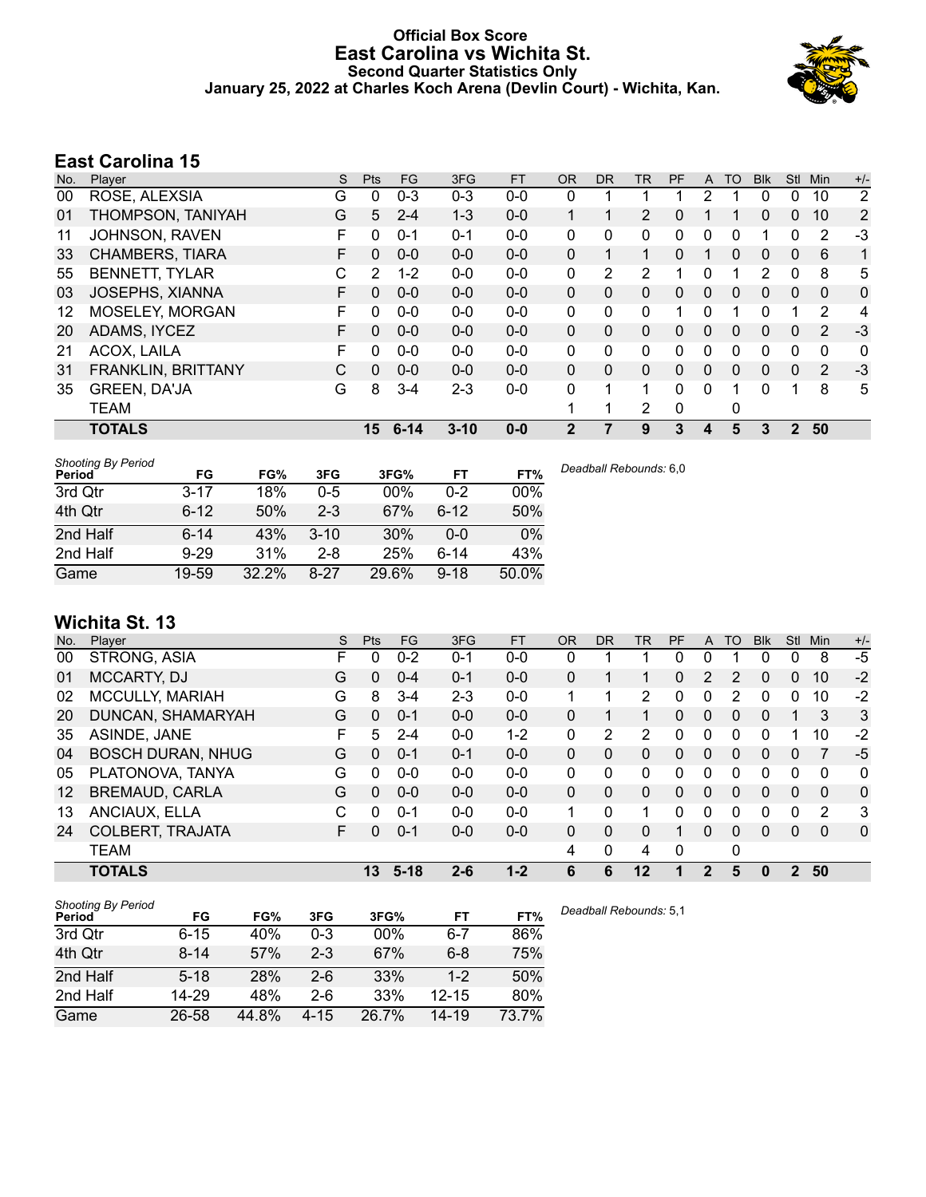# Official Box Score
## East Carolina vs Wichita St.
### Second Quarter Statistics Only
### January 25, 2022 at Charles Koch Arena (Devlin Court) - Wichita, Kan.

## East Carolina 15

| No. | Player | S | Pts | FG | 3FG | FT | OR | DR | TR | PF | A | TO | Blk | Stl | Min | +/- |
|---|---|---|---|---|---|---|---|---|---|---|---|---|---|---|---|---|
| 00 | ROSE, ALEXSIA | G | 0 | 0-3 | 0-3 | 0-0 | 0 | 1 | 1 | 1 | 2 | 1 | 0 | 0 | 10 | 2 |
| 01 | THOMPSON, TANIYAH | G | 5 | 2-4 | 1-3 | 0-0 | 1 | 1 | 2 | 0 | 1 | 1 | 0 | 0 | 10 | 2 |
| 11 | JOHNSON, RAVEN | F | 0 | 0-1 | 0-1 | 0-0 | 0 | 0 | 0 | 0 | 0 | 0 | 1 | 0 | 2 | -3 |
| 33 | CHAMBERS, TIARA | F | 0 | 0-0 | 0-0 | 0-0 | 0 | 1 | 1 | 0 | 1 | 0 | 0 | 0 | 6 | 1 |
| 55 | BENNETT, TYLAR | C | 2 | 1-2 | 0-0 | 0-0 | 0 | 2 | 2 | 1 | 0 | 1 | 2 | 0 | 8 | 5 |
| 03 | JOSEPHS, XIANNA | F | 0 | 0-0 | 0-0 | 0-0 | 0 | 0 | 0 | 0 | 0 | 0 | 0 | 0 | 0 | 0 |
| 12 | MOSELEY, MORGAN | F | 0 | 0-0 | 0-0 | 0-0 | 0 | 0 | 0 | 1 | 0 | 1 | 0 | 1 | 2 | 4 |
| 20 | ADAMS, IYCEZ | F | 0 | 0-0 | 0-0 | 0-0 | 0 | 0 | 0 | 0 | 0 | 0 | 0 | 0 | 2 | -3 |
| 21 | ACOX, LAILA | F | 0 | 0-0 | 0-0 | 0-0 | 0 | 0 | 0 | 0 | 0 | 0 | 0 | 0 | 0 | 0 |
| 31 | FRANKLIN, BRITTANY | C | 0 | 0-0 | 0-0 | 0-0 | 0 | 0 | 0 | 0 | 0 | 0 | 0 | 0 | 2 | -3 |
| 35 | GREEN, DA'JA | G | 8 | 3-4 | 2-3 | 0-0 | 0 | 1 | 1 | 0 | 0 | 1 | 0 | 1 | 8 | 5 |
| | TEAM | | | | | | 1 | 1 | 2 | 0 | | 0 | | | | |
| | **TOTALS** | | **15** | **6-14** | **3-10** | **0-0** | **2** | **7** | **9** | **3** | **4** | **5** | **3** | **2** | **50** | |

| Shooting By Period Period | FG | FG% | 3FG | 3FG% | FT | FT% |
|---|---|---|---|---|---|---|
| 3rd Qtr | 3-17 | 18% | 0-5 | 00% | 0-2 | 00% |
| 4th Qtr | 6-12 | 50% | 2-3 | 67% | 6-12 | 50% |
| 2nd Half | 6-14 | 43% | 3-10 | 30% | 0-0 | 0% |
| 2nd Half | 9-29 | 31% | 2-8 | 25% | 6-14 | 43% |
| Game | 19-59 | 32.2% | 8-27 | 29.6% | 9-18 | 50.0% |

*Deadball Rebounds:* 6,0

## Wichita St. 13

| No. | Player | S | Pts | FG | 3FG | FT | OR | DR | TR | PF | A | TO | Blk | Stl | Min | +/- |
|---|---|---|---|---|---|---|---|---|---|---|---|---|---|---|---|---|
| 00 | STRONG, ASIA | F | 0 | 0-2 | 0-1 | 0-0 | 0 | 1 | 1 | 0 | 0 | 1 | 0 | 0 | 8 | -5 |
| 01 | MCCARTY, DJ | G | 0 | 0-4 | 0-1 | 0-0 | 0 | 1 | 1 | 0 | 2 | 2 | 0 | 0 | 10 | -2 |
| 02 | MCCULLY, MARIAH | G | 8 | 3-4 | 2-3 | 0-0 | 1 | 1 | 2 | 0 | 0 | 2 | 0 | 0 | 10 | -2 |
| 20 | DUNCAN, SHAMARYAH | G | 0 | 0-1 | 0-0 | 0-0 | 0 | 1 | 1 | 0 | 0 | 0 | 0 | 1 | 3 | 3 |
| 35 | ASINDE, JANE | F | 5 | 2-4 | 0-0 | 1-2 | 0 | 2 | 2 | 0 | 0 | 0 | 0 | 1 | 10 | -2 |
| 04 | BOSCH DURAN, NHUG | G | 0 | 0-1 | 0-1 | 0-0 | 0 | 0 | 0 | 0 | 0 | 0 | 0 | 0 | 7 | -5 |
| 05 | PLATONOVA, TANYA | G | 0 | 0-0 | 0-0 | 0-0 | 0 | 0 | 0 | 0 | 0 | 0 | 0 | 0 | 0 | 0 |
| 12 | BREMAUD, CARLA | G | 0 | 0-0 | 0-0 | 0-0 | 0 | 0 | 0 | 0 | 0 | 0 | 0 | 0 | 0 | 0 |
| 13 | ANCIAUX, ELLA | C | 0 | 0-1 | 0-0 | 0-0 | 1 | 0 | 1 | 0 | 0 | 0 | 0 | 0 | 2 | 3 |
| 24 | COLBERT, TRAJATA | F | 0 | 0-1 | 0-0 | 0-0 | 0 | 0 | 0 | 1 | 0 | 0 | 0 | 0 | 0 | 0 |
| | TEAM | | | | | | 4 | 0 | 4 | 0 | | 0 | | | | |
| | **TOTALS** | | **13** | **5-18** | **2-6** | **1-2** | **6** | **6** | **12** | **1** | **2** | **5** | **0** | **2** | **50** | |

| Shooting By Period Period | FG | FG% | 3FG | 3FG% | FT | FT% |
|---|---|---|---|---|---|---|
| 3rd Qtr | 6-15 | 40% | 0-3 | 00% | 6-7 | 86% |
| 4th Qtr | 8-14 | 57% | 2-3 | 67% | 6-8 | 75% |
| 2nd Half | 5-18 | 28% | 2-6 | 33% | 1-2 | 50% |
| 2nd Half | 14-29 | 48% | 2-6 | 33% | 12-15 | 80% |
| Game | 26-58 | 44.8% | 4-15 | 26.7% | 14-19 | 73.7% |

*Deadball Rebounds:* 5,1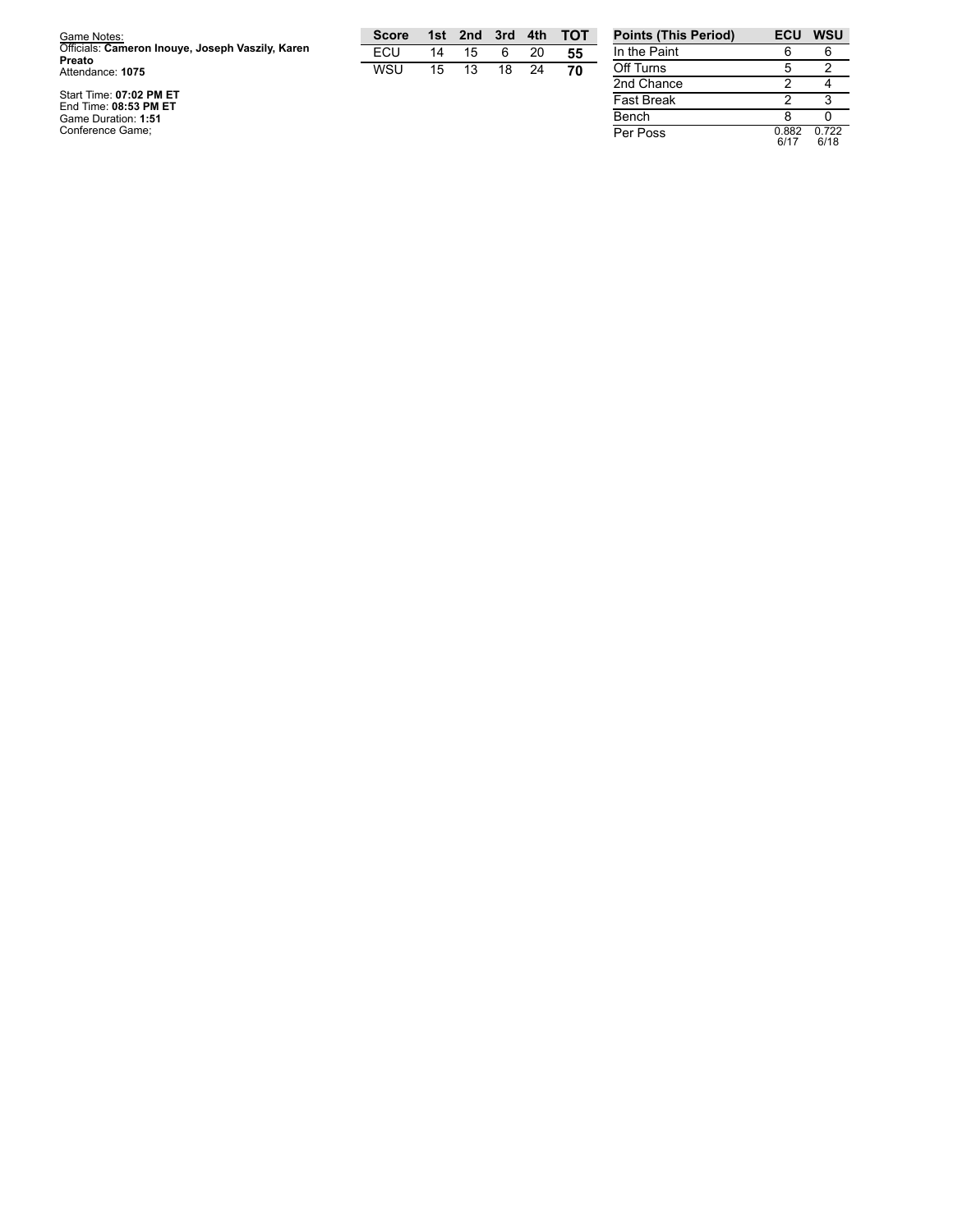Game Notes:
Officials: **Cameron Inouye, Joseph Vaszily, Karen Preato**
Attendance: **1075**

Start Time: **07:02 PM ET**
End Time: **08:53 PM ET**
Game Duration: **1:51**
Conference Game;

| Score | 1st | 2nd | 3rd | 4th | TOT |
|---|---|---|---|---|---|
| ECU | 14 | 15 | 6 | 20 | **55** |
| WSU | 15 | 13 | 18 | 24 | **70** |

| Points (This Period) | ECU | WSU |
|---|---|---|
| In the Paint | 6 | 6 |
| Off Turns | 5 | 2 |
| 2nd Chance | 2 | 4 |
| Fast Break | 2 | 3 |
| Bench | 8 | 0 |
| Per Poss | 0.882 6/17 | 0.722 6/18 |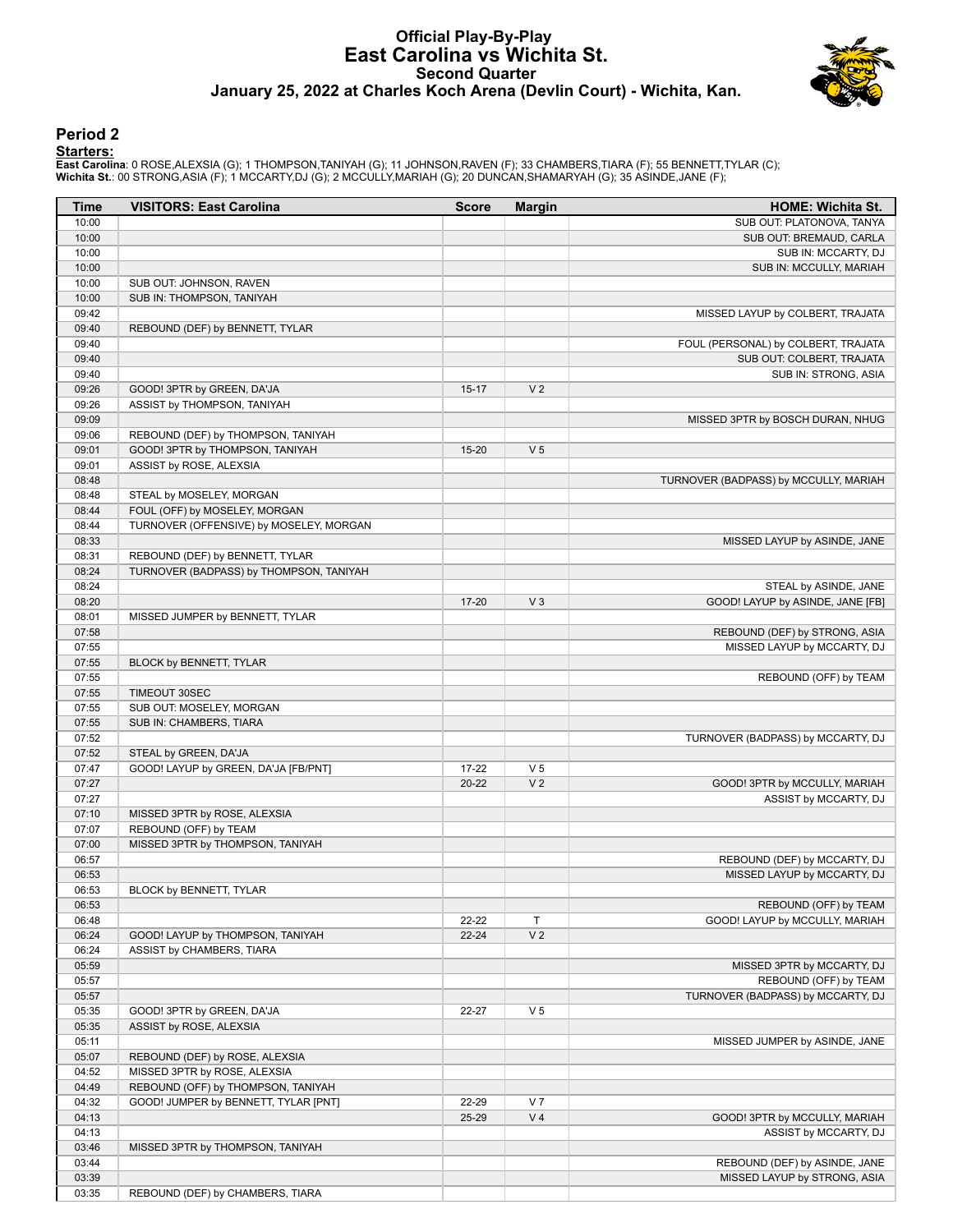# Official Play-By-Play
## East Carolina vs Wichita St.
### Second Quarter
### January 25, 2022 at Charles Koch Arena (Devlin Court) - Wichita, Kan.

## Period 2

**Starters:**

**East Carolina**: 0 ROSE,ALEXSIA (G); 1 THOMPSON,TANIYAH (G); 11 JOHNSON,RAVEN (F); 33 CHAMBERS,TIARA (F); 55 BENNETT,TYLAR (C);
**Wichita St.**: 00 STRONG,ASIA (F); 1 MCCARTY,DJ (G); 2 MCCULLY,MARIAH (G); 20 DUNCAN,SHAMARYAH (G); 35 ASINDE,JANE (F);

| Time | VISITORS: East Carolina | Score | Margin | HOME: Wichita St. |
|---|---|---|---|---|
| 10:00 | | | | SUB OUT: PLATONOVA, TANYA |
| 10:00 | | | | SUB OUT: BREMAUD, CARLA |
| 10:00 | | | | SUB IN: MCCARTY, DJ |
| 10:00 | | | | SUB IN: MCCULLY, MARIAH |
| 10:00 | SUB OUT: JOHNSON, RAVEN | | | |
| 10:00 | SUB IN: THOMPSON, TANIYAH | | | |
| 09:42 | | | | MISSED LAYUP by COLBERT, TRAJATA |
| 09:40 | REBOUND (DEF) by BENNETT, TYLAR | | | |
| 09:40 | | | | FOUL (PERSONAL) by COLBERT, TRAJATA |
| 09:40 | | | | SUB OUT: COLBERT, TRAJATA |
| 09:40 | | | | SUB IN: STRONG, ASIA |
| 09:26 | GOOD! 3PTR by GREEN, DA'JA | 15-17 | V 2 | |
| 09:26 | ASSIST by THOMPSON, TANIYAH | | | |
| 09:09 | | | | MISSED 3PTR by BOSCH DURAN, NHUG |
| 09:06 | REBOUND (DEF) by THOMPSON, TANIYAH | | | |
| 09:01 | GOOD! 3PTR by THOMPSON, TANIYAH | 15-20 | V 5 | |
| 09:01 | ASSIST by ROSE, ALEXSIA | | | |
| 08:48 | | | | TURNOVER (BADPASS) by MCCULLY, MARIAH |
| 08:48 | STEAL by MOSELEY, MORGAN | | | |
| 08:44 | FOUL (OFF) by MOSELEY, MORGAN | | | |
| 08:44 | TURNOVER (OFFENSIVE) by MOSELEY, MORGAN | | | |
| 08:33 | | | | MISSED LAYUP by ASINDE, JANE |
| 08:31 | REBOUND (DEF) by BENNETT, TYLAR | | | |
| 08:24 | TURNOVER (BADPASS) by THOMPSON, TANIYAH | | | |
| 08:24 | | | | STEAL by ASINDE, JANE |
| 08:20 | | 17-20 | V 3 | GOOD! LAYUP by ASINDE, JANE [FB] |
| 08:01 | MISSED JUMPER by BENNETT, TYLAR | | | |
| 07:58 | | | | REBOUND (DEF) by STRONG, ASIA |
| 07:55 | | | | MISSED LAYUP by MCCARTY, DJ |
| 07:55 | BLOCK by BENNETT, TYLAR | | | |
| 07:55 | | | | REBOUND (OFF) by TEAM |
| 07:55 | TIMEOUT 30SEC | | | |
| 07:55 | SUB OUT: MOSELEY, MORGAN | | | |
| 07:55 | SUB IN: CHAMBERS, TIARA | | | |
| 07:52 | | | | TURNOVER (BADPASS) by MCCARTY, DJ |
| 07:52 | STEAL by GREEN, DA'JA | | | |
| 07:47 | GOOD! LAYUP by GREEN, DA'JA [FB/PNT] | 17-22 | V 5 | |
| 07:27 | | 20-22 | V 2 | GOOD! 3PTR by MCCULLY, MARIAH |
| 07:27 | | | | ASSIST by MCCARTY, DJ |
| 07:10 | MISSED 3PTR by ROSE, ALEXSIA | | | |
| 07:07 | REBOUND (OFF) by TEAM | | | |
| 07:00 | MISSED 3PTR by THOMPSON, TANIYAH | | | |
| 06:57 | | | | REBOUND (DEF) by MCCARTY, DJ |
| 06:53 | | | | MISSED LAYUP by MCCARTY, DJ |
| 06:53 | BLOCK by BENNETT, TYLAR | | | |
| 06:53 | | | | REBOUND (OFF) by TEAM |
| 06:48 | | 22-22 | T | GOOD! LAYUP by MCCULLY, MARIAH |
| 06:24 | GOOD! LAYUP by THOMPSON, TANIYAH | 22-24 | V 2 | |
| 06:24 | ASSIST by CHAMBERS, TIARA | | | |
| 05:59 | | | | MISSED 3PTR by MCCARTY, DJ |
| 05:57 | | | | REBOUND (OFF) by TEAM |
| 05:57 | | | | TURNOVER (BADPASS) by MCCARTY, DJ |
| 05:35 | GOOD! 3PTR by GREEN, DA'JA | 22-27 | V 5 | |
| 05:35 | ASSIST by ROSE, ALEXSIA | | | |
| 05:11 | | | | MISSED JUMPER by ASINDE, JANE |
| 05:07 | REBOUND (DEF) by ROSE, ALEXSIA | | | |
| 04:52 | MISSED 3PTR by ROSE, ALEXSIA | | | |
| 04:49 | REBOUND (OFF) by THOMPSON, TANIYAH | | | |
| 04:32 | GOOD! JUMPER by BENNETT, TYLAR [PNT] | 22-29 | V 7 | |
| 04:13 | | 25-29 | V 4 | GOOD! 3PTR by MCCULLY, MARIAH |
| 04:13 | | | | ASSIST by MCCARTY, DJ |
| 03:46 | MISSED 3PTR by THOMPSON, TANIYAH | | | |
| 03:44 | | | | REBOUND (DEF) by ASINDE, JANE |
| 03:39 | | | | MISSED LAYUP by STRONG, ASIA |
| 03:35 | REBOUND (DEF) by CHAMBERS, TIARA | | | |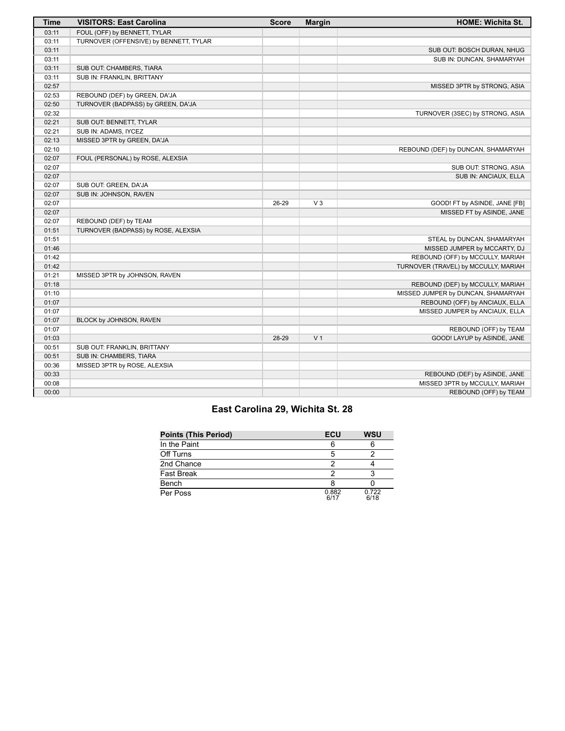| Time | VISITORS: East Carolina | Score | Margin | HOME: Wichita St. |
| --- | --- | --- | --- | --- |
| 03:11 | FOUL (OFF) by BENNETT, TYLAR | | | |
| 03:11 | TURNOVER (OFFENSIVE) by BENNETT, TYLAR | | | |
| 03:11 | | | | SUB OUT: BOSCH DURAN, NHUG |
| 03:11 | | | | SUB IN: DUNCAN, SHAMARYAH |
| 03:11 | SUB OUT: CHAMBERS, TIARA | | | |
| 03:11 | SUB IN: FRANKLIN, BRITTANY | | | |
| 02:57 | | | | MISSED 3PTR by STRONG, ASIA |
| 02:53 | REBOUND (DEF) by GREEN, DA'JA | | | |
| 02:50 | TURNOVER (BADPASS) by GREEN, DA'JA | | | |
| 02:32 | | | | TURNOVER (3SEC) by STRONG, ASIA |
| 02:21 | SUB OUT: BENNETT, TYLAR | | | |
| 02:21 | SUB IN: ADAMS, IYCEZ | | | |
| 02:13 | MISSED 3PTR by GREEN, DA'JA | | | |
| 02:10 | | | | REBOUND (DEF) by DUNCAN, SHAMARYAH |
| 02:07 | FOUL (PERSONAL) by ROSE, ALEXSIA | | | |
| 02:07 | | | | SUB OUT: STRONG, ASIA |
| 02:07 | | | | SUB IN: ANCIAUX, ELLA |
| 02:07 | SUB OUT: GREEN, DA'JA | | | |
| 02:07 | SUB IN: JOHNSON, RAVEN | | | |
| 02:07 | | 26-29 | V 3 | GOOD! FT by ASINDE, JANE [FB] |
| 02:07 | | | | MISSED FT by ASINDE, JANE |
| 02:07 | REBOUND (DEF) by TEAM | | | |
| 01:51 | TURNOVER (BADPASS) by ROSE, ALEXSIA | | | |
| 01:51 | | | | STEAL by DUNCAN, SHAMARYAH |
| 01:46 | | | | MISSED JUMPER by MCCARTY, DJ |
| 01:42 | | | | REBOUND (OFF) by MCCULLY, MARIAH |
| 01:42 | | | | TURNOVER (TRAVEL) by MCCULLY, MARIAH |
| 01:21 | MISSED 3PTR by JOHNSON, RAVEN | | | |
| 01:18 | | | | REBOUND (DEF) by MCCULLY, MARIAH |
| 01:10 | | | | MISSED JUMPER by DUNCAN, SHAMARYAH |
| 01:07 | | | | REBOUND (OFF) by ANCIAUX, ELLA |
| 01:07 | | | | MISSED JUMPER by ANCIAUX, ELLA |
| 01:07 | BLOCK by JOHNSON, RAVEN | | | |
| 01:07 | | | | REBOUND (OFF) by TEAM |
| 01:03 | | 28-29 | V 1 | GOOD! LAYUP by ASINDE, JANE |
| 00:51 | SUB OUT: FRANKLIN, BRITTANY | | | |
| 00:51 | SUB IN: CHAMBERS, TIARA | | | |
| 00:36 | MISSED 3PTR by ROSE, ALEXSIA | | | |
| 00:33 | | | | REBOUND (DEF) by ASINDE, JANE |
| 00:08 | | | | MISSED 3PTR by MCCULLY, MARIAH |
| 00:00 | | | | REBOUND (OFF) by TEAM |

## East Carolina 29, Wichita St. 28

| Points (This Period) | ECU | WSU |
| --- | --- | --- |
| In the Paint | 6 | 6 |
| Off Turns | 5 | 2 |
| 2nd Chance | 2 | 4 |
| Fast Break | 2 | 3 |
| Bench | 8 | 0 |
| Per Poss | 0.882 6/17 | 0.722 6/18 |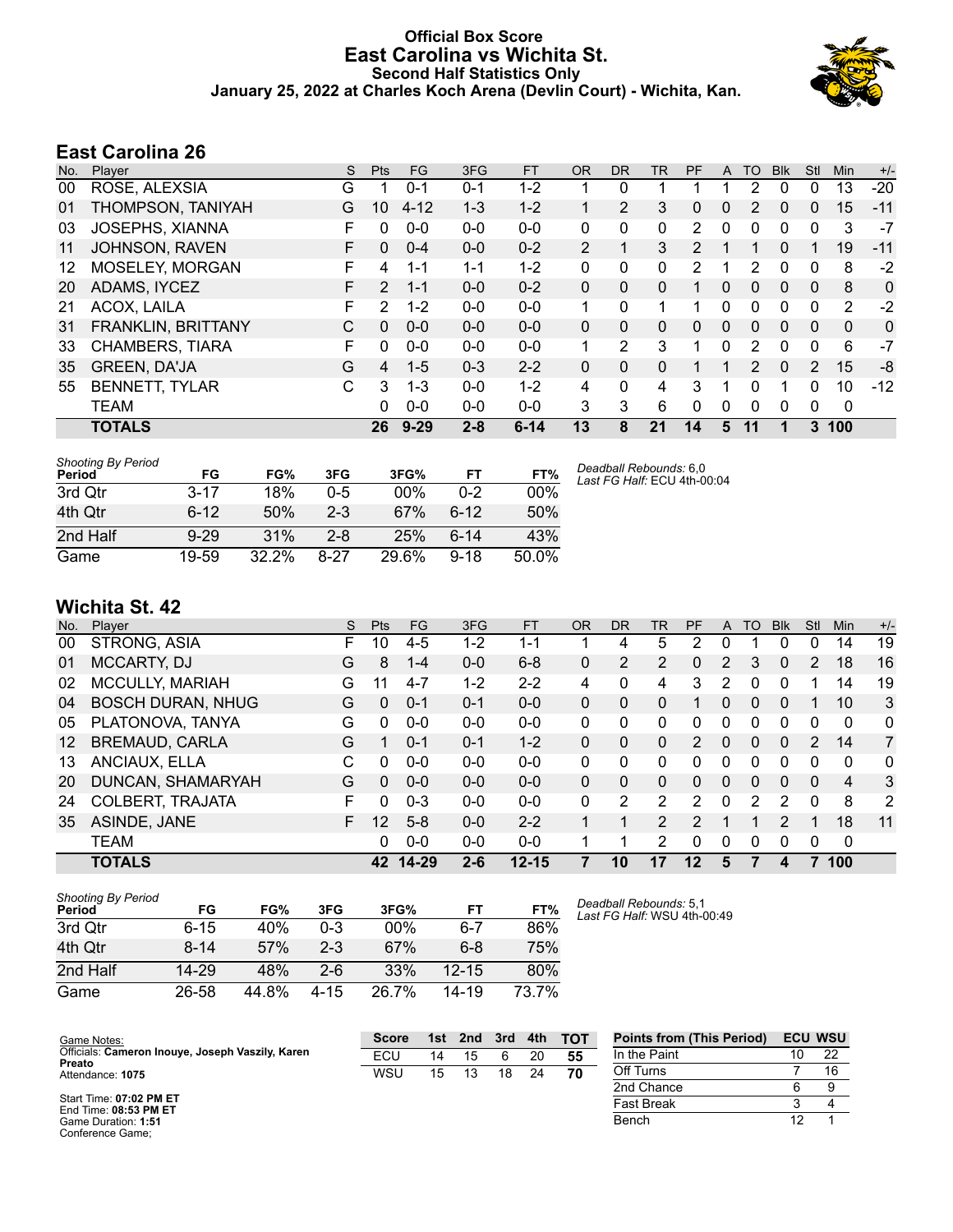# Official Box Score
## East Carolina vs Wichita St.
### Second Half Statistics Only
### January 25, 2022 at Charles Koch Arena (Devlin Court) - Wichita, Kan.

## East Carolina 26

| No. | Player | S | Pts | FG | 3FG | FT | OR | DR | TR | PF | A | TO | Blk | Stl | Min | +/- |
|---|---|---|---|---|---|---|---|---|---|---|---|---|---|---|---|---|
| 00 | ROSE, ALEXSIA | G | 1 | 0-1 | 0-1 | 1-2 | 1 | 0 | 1 | 1 | 1 | 2 | 0 | 0 | 13 | -20 |
| 01 | THOMPSON, TANIYAH | G | 10 | 4-12 | 1-3 | 1-2 | 1 | 2 | 3 | 0 | 0 | 2 | 0 | 0 | 15 | -11 |
| 03 | JOSEPHS, XIANNA | F | 0 | 0-0 | 0-0 | 0-0 | 0 | 0 | 0 | 2 | 0 | 0 | 0 | 0 | 3 | -7 |
| 11 | JOHNSON, RAVEN | F | 0 | 0-4 | 0-0 | 0-2 | 2 | 1 | 3 | 2 | 1 | 1 | 0 | 1 | 19 | -11 |
| 12 | MOSELEY, MORGAN | F | 4 | 1-1 | 1-1 | 1-2 | 0 | 0 | 0 | 2 | 1 | 2 | 0 | 0 | 8 | -2 |
| 20 | ADAMS, IYCEZ | F | 2 | 1-1 | 0-0 | 0-2 | 0 | 0 | 0 | 1 | 0 | 0 | 0 | 0 | 8 | 0 |
| 21 | ACOX, LAILA | F | 2 | 1-2 | 0-0 | 0-0 | 1 | 0 | 1 | 1 | 0 | 0 | 0 | 0 | 2 | -2 |
| 31 | FRANKLIN, BRITTANY | C | 0 | 0-0 | 0-0 | 0-0 | 0 | 0 | 0 | 0 | 0 | 0 | 0 | 0 | 0 | 0 |
| 33 | CHAMBERS, TIARA | F | 0 | 0-0 | 0-0 | 0-0 | 1 | 2 | 3 | 1 | 0 | 2 | 0 | 0 | 6 | -7 |
| 35 | GREEN, DA'JA | G | 4 | 1-5 | 0-3 | 2-2 | 0 | 0 | 0 | 1 | 1 | 2 | 0 | 2 | 15 | -8 |
| 55 | BENNETT, TYLAR | C | 3 | 1-3 | 0-0 | 1-2 | 4 | 0 | 4 | 3 | 1 | 0 | 1 | 0 | 10 | -12 |
| | TEAM | | 0 | 0-0 | 0-0 | 0-0 | 3 | 3 | 6 | 0 | 0 | 0 | 0 | 0 | 0 | |
| | **TOTALS** | | **26** | **9-29** | **2-8** | **6-14** | **13** | **8** | **21** | **14** | **5** | **11** | **1** | **3** | **100** | |

| Shooting By Period Period | FG | FG% | 3FG | 3FG% | FT | FT% |
|---|---|---|---|---|---|---|
| 3rd Qtr | 3-17 | 18% | 0-5 | 00% | 0-2 | 00% |
| 4th Qtr | 6-12 | 50% | 2-3 | 67% | 6-12 | 50% |
| 2nd Half | 9-29 | 31% | 2-8 | 25% | 6-14 | 43% |
| Game | 19-59 | 32.2% | 8-27 | 29.6% | 9-18 | 50.0% |

*Deadball Rebounds:* 6,0
*Last FG Half:* ECU 4th-00:04

## Wichita St. 42

| No. | Player | S | Pts | FG | 3FG | FT | OR | DR | TR | PF | A | TO | Blk | Stl | Min | +/- |
|---|---|---|---|---|---|---|---|---|---|---|---|---|---|---|---|---|
| 00 | STRONG, ASIA | F | 10 | 4-5 | 1-2 | 1-1 | 1 | 4 | 5 | 2 | 0 | 1 | 0 | 0 | 14 | 19 |
| 01 | MCCARTY, DJ | G | 8 | 1-4 | 0-0 | 6-8 | 0 | 2 | 2 | 0 | 2 | 3 | 0 | 2 | 18 | 16 |
| 02 | MCCULLY, MARIAH | G | 11 | 4-7 | 1-2 | 2-2 | 4 | 0 | 4 | 3 | 2 | 0 | 0 | 1 | 14 | 19 |
| 04 | BOSCH DURAN, NHUG | G | 0 | 0-1 | 0-1 | 0-0 | 0 | 0 | 0 | 1 | 0 | 0 | 0 | 1 | 10 | 3 |
| 05 | PLATONOVA, TANYA | G | 0 | 0-0 | 0-0 | 0-0 | 0 | 0 | 0 | 0 | 0 | 0 | 0 | 0 | 0 | 0 |
| 12 | BREMAUD, CARLA | G | 1 | 0-1 | 0-1 | 1-2 | 0 | 0 | 0 | 2 | 0 | 0 | 0 | 2 | 14 | 7 |
| 13 | ANCIAUX, ELLA | C | 0 | 0-0 | 0-0 | 0-0 | 0 | 0 | 0 | 0 | 0 | 0 | 0 | 0 | 0 | 0 |
| 20 | DUNCAN, SHAMARYAH | G | 0 | 0-0 | 0-0 | 0-0 | 0 | 0 | 0 | 0 | 0 | 0 | 0 | 0 | 4 | 3 |
| 24 | COLBERT, TRAJATA | F | 0 | 0-3 | 0-0 | 0-0 | 0 | 2 | 2 | 2 | 0 | 2 | 2 | 0 | 8 | 2 |
| 35 | ASINDE, JANE | F | 12 | 5-8 | 0-0 | 2-2 | 1 | 1 | 2 | 2 | 1 | 1 | 2 | 1 | 18 | 11 |
| | TEAM | | 0 | 0-0 | 0-0 | 0-0 | 1 | 1 | 2 | 0 | 0 | 0 | 0 | 0 | 0 | |
| | **TOTALS** | | **42** | **14-29** | **2-6** | **12-15** | **7** | **10** | **17** | **12** | **5** | **7** | **4** | **7** | **100** | |

| Shooting By Period Period | FG | FG% | 3FG | 3FG% | FT | FT% |
|---|---|---|---|---|---|---|
| 3rd Qtr | 6-15 | 40% | 0-3 | 00% | 6-7 | 86% |
| 4th Qtr | 8-14 | 57% | 2-3 | 67% | 6-8 | 75% |
| 2nd Half | 14-29 | 48% | 2-6 | 33% | 12-15 | 80% |
| Game | 26-58 | 44.8% | 4-15 | 26.7% | 14-19 | 73.7% |

*Deadball Rebounds:* 5,1
*Last FG Half:* WSU 4th-00:49

Game Notes:
Officials: **Cameron Inouye, Joseph Vaszily, Karen Preato**
Attendance: **1075**

Start Time: **07:02 PM ET**
End Time: **08:53 PM ET**
Game Duration: **1:51**
Conference Game;

| Score | 1st | 2nd | 3rd | 4th | TOT |
|---|---|---|---|---|---|
| ECU | 14 | 15 | 6 | 20 | 55 |
| WSU | 15 | 13 | 18 | 24 | 70 |

| Points from (This Period) | ECU | WSU |
|---|---|---|
| In the Paint | 10 | 22 |
| Off Turns | 7 | 16 |
| 2nd Chance | 6 | 9 |
| Fast Break | 3 | 4 |
| Bench | 12 | 1 |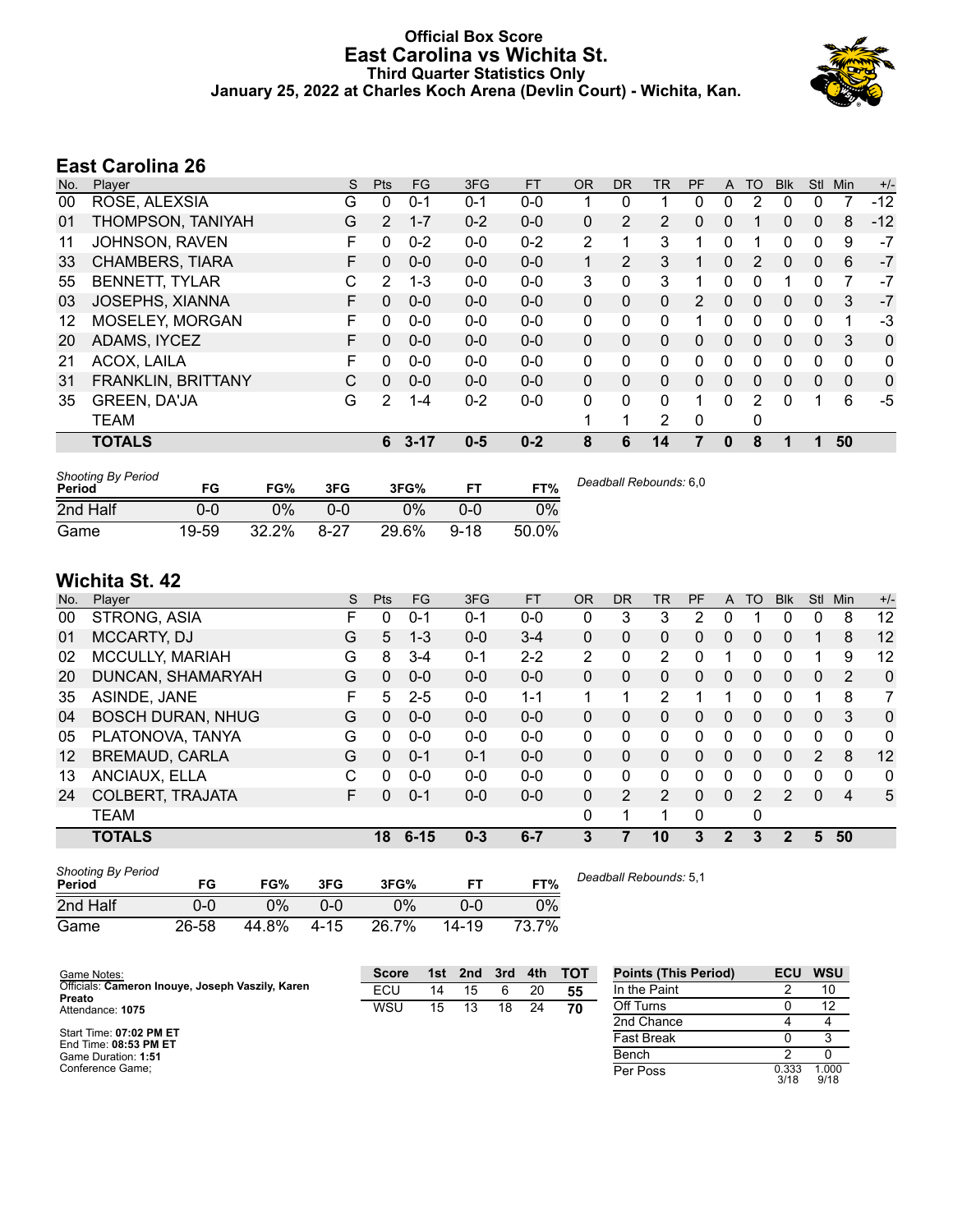# Official Box Score
## East Carolina vs Wichita St.
### Third Quarter Statistics Only
### January 25, 2022 at Charles Koch Arena (Devlin Court) - Wichita, Kan.

## East Carolina 26

| No. | Player | S | Pts | FG | 3FG | FT | OR | DR | TR | PF | A | TO | Blk | Stl | Min | +/- |
|---|---|---|---|---|---|---|---|---|---|---|---|---|---|---|---|---|
| 00 | ROSE, ALEXSIA | G | 0 | 0-1 | 0-1 | 0-0 | 1 | 0 | 1 | 0 | 0 | 2 | 0 | 0 | 7 | -12 |
| 01 | THOMPSON, TANIYAH | G | 2 | 1-7 | 0-2 | 0-0 | 0 | 2 | 2 | 0 | 0 | 1 | 0 | 0 | 8 | -12 |
| 11 | JOHNSON, RAVEN | F | 0 | 0-2 | 0-0 | 0-2 | 2 | 1 | 3 | 1 | 0 | 1 | 0 | 0 | 9 | -7 |
| 33 | CHAMBERS, TIARA | F | 0 | 0-0 | 0-0 | 0-0 | 1 | 2 | 3 | 1 | 0 | 2 | 0 | 0 | 6 | -7 |
| 55 | BENNETT, TYLAR | C | 2 | 1-3 | 0-0 | 0-0 | 3 | 0 | 3 | 1 | 0 | 0 | 1 | 0 | 7 | -7 |
| 03 | JOSEPHS, XIANNA | F | 0 | 0-0 | 0-0 | 0-0 | 0 | 0 | 0 | 2 | 0 | 0 | 0 | 0 | 3 | -7 |
| 12 | MOSELEY, MORGAN | F | 0 | 0-0 | 0-0 | 0-0 | 0 | 0 | 0 | 1 | 0 | 0 | 0 | 0 | 1 | -3 |
| 20 | ADAMS, IYCEZ | F | 0 | 0-0 | 0-0 | 0-0 | 0 | 0 | 0 | 0 | 0 | 0 | 0 | 0 | 3 | 0 |
| 21 | ACOX, LAILA | F | 0 | 0-0 | 0-0 | 0-0 | 0 | 0 | 0 | 0 | 0 | 0 | 0 | 0 | 0 | 0 |
| 31 | FRANKLIN, BRITTANY | C | 0 | 0-0 | 0-0 | 0-0 | 0 | 0 | 0 | 0 | 0 | 0 | 0 | 0 | 0 | 0 |
| 35 | GREEN, DA'JA | G | 2 | 1-4 | 0-2 | 0-0 | 0 | 0 | 0 | 1 | 0 | 2 | 0 | 1 | 6 | -5 |
| | TEAM | | | | | | 1 | 1 | 2 | 0 | | 0 | | | | |
| | **TOTALS** | | **6** | **3-17** | **0-5** | **0-2** | **8** | **6** | **14** | **7** | **0** | **8** | **1** | **1** | **50** | |

| Shooting By Period Period | FG | FG% | 3FG | 3FG% | FT | FT% |
|---|---|---|---|---|---|---|
| 2nd Half | 0-0 | 0% | 0-0 | 0% | 0-0 | 0% |
| Game | 19-59 | 32.2% | 8-27 | 29.6% | 9-18 | 50.0% |

*Deadball Rebounds:* 6,0

## Wichita St. 42

| No. | Player | S | Pts | FG | 3FG | FT | OR | DR | TR | PF | A | TO | Blk | Stl | Min | +/- |
|---|---|---|---|---|---|---|---|---|---|---|---|---|---|---|---|---|
| 00 | STRONG, ASIA | F | 0 | 0-1 | 0-1 | 0-0 | 0 | 3 | 3 | 2 | 0 | 1 | 0 | 0 | 8 | 12 |
| 01 | MCCARTY, DJ | G | 5 | 1-3 | 0-0 | 3-4 | 0 | 0 | 0 | 0 | 0 | 0 | 0 | 1 | 8 | 12 |
| 02 | MCCULLY, MARIAH | G | 8 | 3-4 | 0-1 | 2-2 | 2 | 0 | 2 | 0 | 1 | 0 | 0 | 1 | 9 | 12 |
| 20 | DUNCAN, SHAMARYAH | G | 0 | 0-0 | 0-0 | 0-0 | 0 | 0 | 0 | 0 | 0 | 0 | 0 | 0 | 2 | 0 |
| 35 | ASINDE, JANE | F | 5 | 2-5 | 0-0 | 1-1 | 1 | 1 | 2 | 1 | 1 | 0 | 0 | 1 | 8 | 7 |
| 04 | BOSCH DURAN, NHUG | G | 0 | 0-0 | 0-0 | 0-0 | 0 | 0 | 0 | 0 | 0 | 0 | 0 | 0 | 3 | 0 |
| 05 | PLATONOVA, TANYA | G | 0 | 0-0 | 0-0 | 0-0 | 0 | 0 | 0 | 0 | 0 | 0 | 0 | 0 | 0 | 0 |
| 12 | BREMAUD, CARLA | G | 0 | 0-1 | 0-1 | 0-0 | 0 | 0 | 0 | 0 | 0 | 0 | 0 | 2 | 8 | 12 |
| 13 | ANCIAUX, ELLA | C | 0 | 0-0 | 0-0 | 0-0 | 0 | 0 | 0 | 0 | 0 | 0 | 0 | 0 | 0 | 0 |
| 24 | COLBERT, TRAJATA | F | 0 | 0-1 | 0-0 | 0-0 | 0 | 2 | 2 | 0 | 0 | 2 | 2 | 0 | 4 | 5 |
| | TEAM | | | | | | 0 | 1 | 1 | 0 | | 0 | | | | |
| | **TOTALS** | | **18** | **6-15** | **0-3** | **6-7** | **3** | **7** | **10** | **3** | **2** | **3** | **2** | **5** | **50** | |

| Shooting By Period Period | FG | FG% | 3FG | 3FG% | FT | FT% |
|---|---|---|---|---|---|---|
| 2nd Half | 0-0 | 0% | 0-0 | 0% | 0-0 | 0% |
| Game | 26-58 | 44.8% | 4-15 | 26.7% | 14-19 | 73.7% |

*Deadball Rebounds:* 5,1

Game Notes:
Officials: **Cameron Inouye, Joseph Vaszily, Karen Preato**
Attendance: **1075**

Start Time: **07:02 PM ET**
End Time: **08:53 PM ET**
Game Duration: **1:51**
Conference Game;

| Score | 1st | 2nd | 3rd | 4th | TOT |
|---|---|---|---|---|---|
| ECU | 14 | 15 | 6 | 20 | **55** |
| WSU | 15 | 13 | 18 | 24 | **70** |

| Points (This Period) | ECU | WSU |
|---|---|---|
| In the Paint | 2 | 10 |
| Off Turns | 0 | 12 |
| 2nd Chance | 4 | 4 |
| Fast Break | 0 | 3 |
| Bench | 2 | 0 |
| Per Poss | 0.333 3/18 | 1.000 9/18 |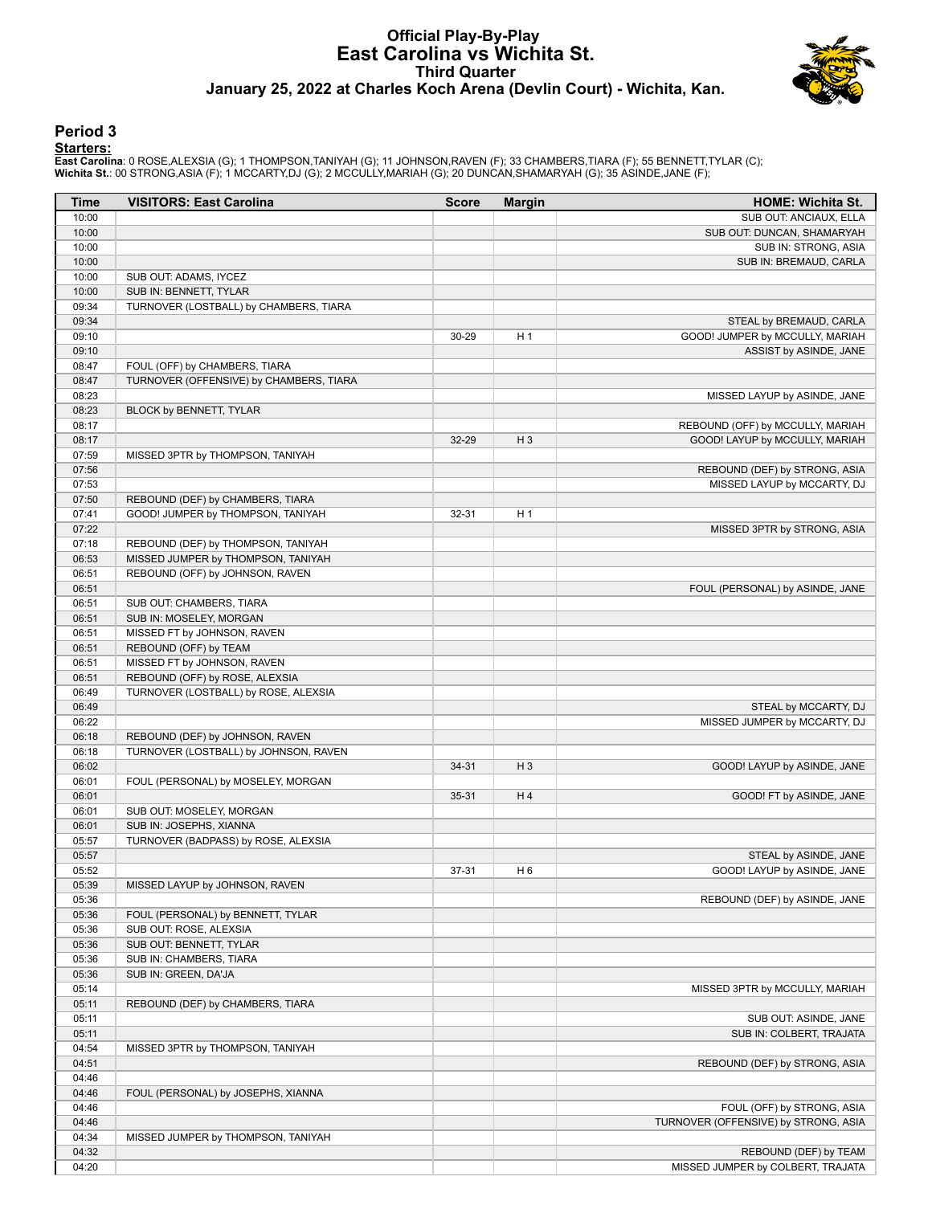# Official Play-By-Play
## East Carolina vs Wichita St.
### Third Quarter
### January 25, 2022 at Charles Koch Arena (Devlin Court) - Wichita, Kan.

## Period 3

**Starters:**

**East Carolina**: 0 ROSE,ALEXSIA (G); 1 THOMPSON,TANIYAH (G); 11 JOHNSON,RAVEN (F); 33 CHAMBERS,TIARA (F); 55 BENNETT,TYLAR (C);
**Wichita St.**: 00 STRONG,ASIA (F); 1 MCCARTY,DJ (G); 2 MCCULLY,MARIAH (G); 20 DUNCAN,SHAMARYAH (G); 35 ASINDE,JANE (F);

| Time | VISITORS: East Carolina | Score | Margin | HOME: Wichita St. |
|---|---|---|---|---|
| 10:00 | | | | SUB OUT: ANCIAUX, ELLA |
| 10:00 | | | | SUB OUT: DUNCAN, SHAMARYAH |
| 10:00 | | | | SUB IN: STRONG, ASIA |
| 10:00 | | | | SUB IN: BREMAUD, CARLA |
| 10:00 | SUB OUT: ADAMS, IYCEZ | | | |
| 10:00 | SUB IN: BENNETT, TYLAR | | | |
| 09:34 | TURNOVER (LOSTBALL) by CHAMBERS, TIARA | | | |
| 09:34 | | | | STEAL by BREMAUD, CARLA |
| 09:10 | | 30-29 | H 1 | GOOD! JUMPER by MCCULLY, MARIAH |
| 09:10 | | | | ASSIST by ASINDE, JANE |
| 08:47 | FOUL (OFF) by CHAMBERS, TIARA | | | |
| 08:47 | TURNOVER (OFFENSIVE) by CHAMBERS, TIARA | | | |
| 08:23 | | | | MISSED LAYUP by ASINDE, JANE |
| 08:23 | BLOCK by BENNETT, TYLAR | | | |
| 08:17 | | | | REBOUND (OFF) by MCCULLY, MARIAH |
| 08:17 | | 32-29 | H 3 | GOOD! LAYUP by MCCULLY, MARIAH |
| 07:59 | MISSED 3PTR by THOMPSON, TANIYAH | | | |
| 07:56 | | | | REBOUND (DEF) by STRONG, ASIA |
| 07:53 | | | | MISSED LAYUP by MCCARTY, DJ |
| 07:50 | REBOUND (DEF) by CHAMBERS, TIARA | | | |
| 07:41 | GOOD! JUMPER by THOMPSON, TANIYAH | 32-31 | H 1 | |
| 07:22 | | | | MISSED 3PTR by STRONG, ASIA |
| 07:18 | REBOUND (DEF) by THOMPSON, TANIYAH | | | |
| 06:53 | MISSED JUMPER by THOMPSON, TANIYAH | | | |
| 06:51 | REBOUND (OFF) by JOHNSON, RAVEN | | | |
| 06:51 | | | | FOUL (PERSONAL) by ASINDE, JANE |
| 06:51 | SUB OUT: CHAMBERS, TIARA | | | |
| 06:51 | SUB IN: MOSELEY, MORGAN | | | |
| 06:51 | MISSED FT by JOHNSON, RAVEN | | | |
| 06:51 | REBOUND (OFF) by TEAM | | | |
| 06:51 | MISSED FT by JOHNSON, RAVEN | | | |
| 06:51 | REBOUND (OFF) by ROSE, ALEXSIA | | | |
| 06:49 | TURNOVER (LOSTBALL) by ROSE, ALEXSIA | | | |
| 06:49 | | | | STEAL by MCCARTY, DJ |
| 06:22 | | | | MISSED JUMPER by MCCARTY, DJ |
| 06:18 | REBOUND (DEF) by JOHNSON, RAVEN | | | |
| 06:18 | TURNOVER (LOSTBALL) by JOHNSON, RAVEN | | | |
| 06:02 | | 34-31 | H 3 | GOOD! LAYUP by ASINDE, JANE |
| 06:01 | FOUL (PERSONAL) by MOSELEY, MORGAN | | | |
| 06:01 | | 35-31 | H 4 | GOOD! FT by ASINDE, JANE |
| 06:01 | SUB OUT: MOSELEY, MORGAN | | | |
| 06:01 | SUB IN: JOSEPHS, XIANNA | | | |
| 05:57 | TURNOVER (BADPASS) by ROSE, ALEXSIA | | | |
| 05:57 | | | | STEAL by ASINDE, JANE |
| 05:52 | | 37-31 | H 6 | GOOD! LAYUP by ASINDE, JANE |
| 05:39 | MISSED LAYUP by JOHNSON, RAVEN | | | |
| 05:36 | | | | REBOUND (DEF) by ASINDE, JANE |
| 05:36 | FOUL (PERSONAL) by BENNETT, TYLAR | | | |
| 05:36 | SUB OUT: ROSE, ALEXSIA | | | |
| 05:36 | SUB OUT: BENNETT, TYLAR | | | |
| 05:36 | SUB IN: CHAMBERS, TIARA | | | |
| 05:36 | SUB IN: GREEN, DA'JA | | | |
| 05:14 | | | | MISSED 3PTR by MCCULLY, MARIAH |
| 05:11 | REBOUND (DEF) by CHAMBERS, TIARA | | | |
| 05:11 | | | | SUB OUT: ASINDE, JANE |
| 05:11 | | | | SUB IN: COLBERT, TRAJATA |
| 04:54 | MISSED 3PTR by THOMPSON, TANIYAH | | | |
| 04:51 | | | | REBOUND (DEF) by STRONG, ASIA |
| 04:46 | | | | |
| 04:46 | FOUL (PERSONAL) by JOSEPHS, XIANNA | | | |
| 04:46 | | | | FOUL (OFF) by STRONG, ASIA |
| 04:46 | | | | TURNOVER (OFFENSIVE) by STRONG, ASIA |
| 04:34 | MISSED JUMPER by THOMPSON, TANIYAH | | | |
| 04:32 | | | | REBOUND (DEF) by TEAM |
| 04:20 | | | | MISSED JUMPER by COLBERT, TRAJATA |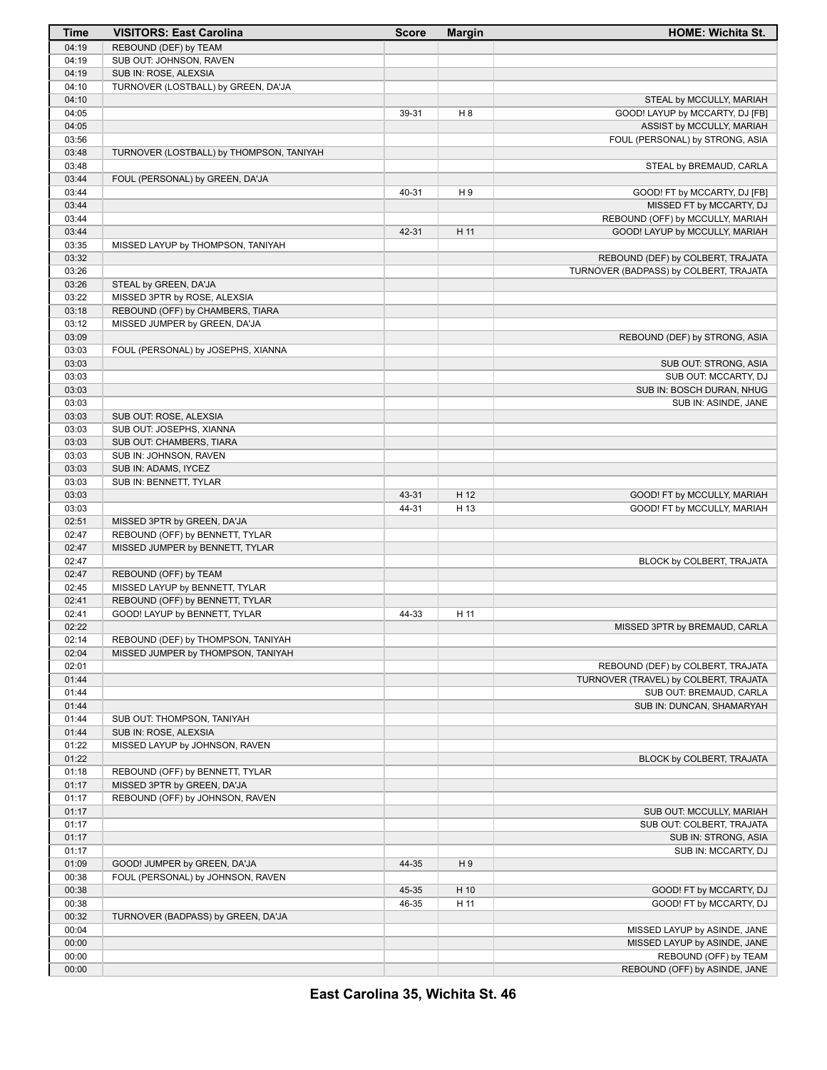| Time | VISITORS: East Carolina | Score | Margin | HOME: Wichita St. |
| --- | --- | --- | --- | --- |
| 04:19 | REBOUND (DEF) by TEAM | | | |
| 04:19 | SUB OUT: JOHNSON, RAVEN | | | |
| 04:19 | SUB IN: ROSE, ALEXSIA | | | |
| 04:10 | TURNOVER (LOSTBALL) by GREEN, DA'JA | | | |
| 04:10 | | | | STEAL by MCCULLY, MARIAH |
| 04:05 | | 39-31 | H 8 | GOOD! LAYUP by MCCARTY, DJ [FB] |
| 04:05 | | | | ASSIST by MCCULLY, MARIAH |
| 03:56 | | | | FOUL (PERSONAL) by STRONG, ASIA |
| 03:48 | TURNOVER (LOSTBALL) by THOMPSON, TANIYAH | | | |
| 03:48 | | | | STEAL by BREMAUD, CARLA |
| 03:44 | FOUL (PERSONAL) by GREEN, DA'JA | | | |
| 03:44 | | 40-31 | H 9 | GOOD! FT by MCCARTY, DJ [FB] |
| 03:44 | | | | MISSED FT by MCCARTY, DJ |
| 03:44 | | | | REBOUND (OFF) by MCCULLY, MARIAH |
| 03:44 | | 42-31 | H 11 | GOOD! LAYUP by MCCULLY, MARIAH |
| 03:35 | MISSED LAYUP by THOMPSON, TANIYAH | | | |
| 03:32 | | | | REBOUND (DEF) by COLBERT, TRAJATA |
| 03:26 | | | | TURNOVER (BADPASS) by COLBERT, TRAJATA |
| 03:26 | STEAL by GREEN, DA'JA | | | |
| 03:22 | MISSED 3PTR by ROSE, ALEXSIA | | | |
| 03:18 | REBOUND (OFF) by CHAMBERS, TIARA | | | |
| 03:12 | MISSED JUMPER by GREEN, DA'JA | | | |
| 03:09 | | | | REBOUND (DEF) by STRONG, ASIA |
| 03:03 | FOUL (PERSONAL) by JOSEPHS, XIANNA | | | |
| 03:03 | | | | SUB OUT: STRONG, ASIA |
| 03:03 | | | | SUB OUT: MCCARTY, DJ |
| 03:03 | | | | SUB IN: BOSCH DURAN, NHUG |
| 03:03 | | | | SUB IN: ASINDE, JANE |
| 03:03 | SUB OUT: ROSE, ALEXSIA | | | |
| 03:03 | SUB OUT: JOSEPHS, XIANNA | | | |
| 03:03 | SUB OUT: CHAMBERS, TIARA | | | |
| 03:03 | SUB IN: JOHNSON, RAVEN | | | |
| 03:03 | SUB IN: ADAMS, IYCEZ | | | |
| 03:03 | SUB IN: BENNETT, TYLAR | | | |
| 03:03 | | 43-31 | H 12 | GOOD! FT by MCCULLY, MARIAH |
| 03:03 | | 44-31 | H 13 | GOOD! FT by MCCULLY, MARIAH |
| 02:51 | MISSED 3PTR by GREEN, DA'JA | | | |
| 02:47 | REBOUND (OFF) by BENNETT, TYLAR | | | |
| 02:47 | MISSED JUMPER by BENNETT, TYLAR | | | |
| 02:47 | | | | BLOCK by COLBERT, TRAJATA |
| 02:47 | REBOUND (OFF) by TEAM | | | |
| 02:45 | MISSED LAYUP by BENNETT, TYLAR | | | |
| 02:41 | REBOUND (OFF) by BENNETT, TYLAR | | | |
| 02:41 | GOOD! LAYUP by BENNETT, TYLAR | 44-33 | H 11 | |
| 02:22 | | | | MISSED 3PTR by BREMAUD, CARLA |
| 02:14 | REBOUND (DEF) by THOMPSON, TANIYAH | | | |
| 02:04 | MISSED JUMPER by THOMPSON, TANIYAH | | | |
| 02:01 | | | | REBOUND (DEF) by COLBERT, TRAJATA |
| 01:44 | | | | TURNOVER (TRAVEL) by COLBERT, TRAJATA |
| 01:44 | | | | SUB OUT: BREMAUD, CARLA |
| 01:44 | | | | SUB IN: DUNCAN, SHAMARYAH |
| 01:44 | SUB OUT: THOMPSON, TANIYAH | | | |
| 01:44 | SUB IN: ROSE, ALEXSIA | | | |
| 01:22 | MISSED LAYUP by JOHNSON, RAVEN | | | |
| 01:22 | | | | BLOCK by COLBERT, TRAJATA |
| 01:18 | REBOUND (OFF) by BENNETT, TYLAR | | | |
| 01:17 | MISSED 3PTR by GREEN, DA'JA | | | |
| 01:17 | REBOUND (OFF) by JOHNSON, RAVEN | | | |
| 01:17 | | | | SUB OUT: MCCULLY, MARIAH |
| 01:17 | | | | SUB OUT: COLBERT, TRAJATA |
| 01:17 | | | | SUB IN: STRONG, ASIA |
| 01:17 | | | | SUB IN: MCCARTY, DJ |
| 01:09 | GOOD! JUMPER by GREEN, DA'JA | 44-35 | H 9 | |
| 00:38 | FOUL (PERSONAL) by JOHNSON, RAVEN | | | |
| 00:38 | | 45-35 | H 10 | GOOD! FT by MCCARTY, DJ |
| 00:38 | | 46-35 | H 11 | GOOD! FT by MCCARTY, DJ |
| 00:32 | TURNOVER (BADPASS) by GREEN, DA'JA | | | |
| 00:04 | | | | MISSED LAYUP by ASINDE, JANE |
| 00:00 | | | | MISSED LAYUP by ASINDE, JANE |
| 00:00 | | | | REBOUND (OFF) by TEAM |
| 00:00 | | | | REBOUND (OFF) by ASINDE, JANE |

**East Carolina 35, Wichita St. 46**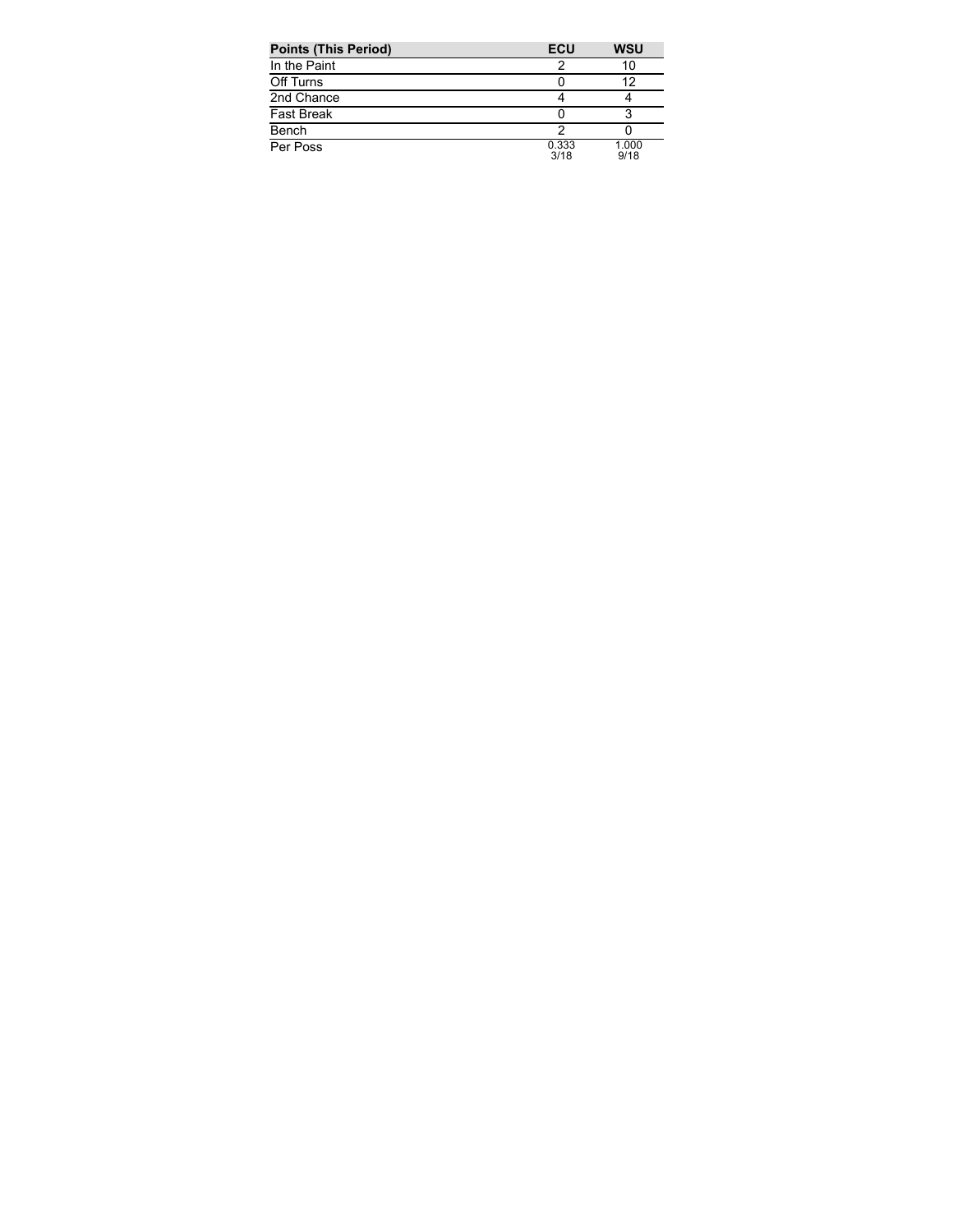| Points (This Period) | ECU | WSU |
|---|---|---|
| In the Paint | 2 | 10 |
| Off Turns | 0 | 12 |
| 2nd Chance | 4 | 4 |
| Fast Break | 0 | 3 |
| Bench | 2 | 0 |
| Per Poss | 0.333<br>3/18 | 1.000<br>9/18 |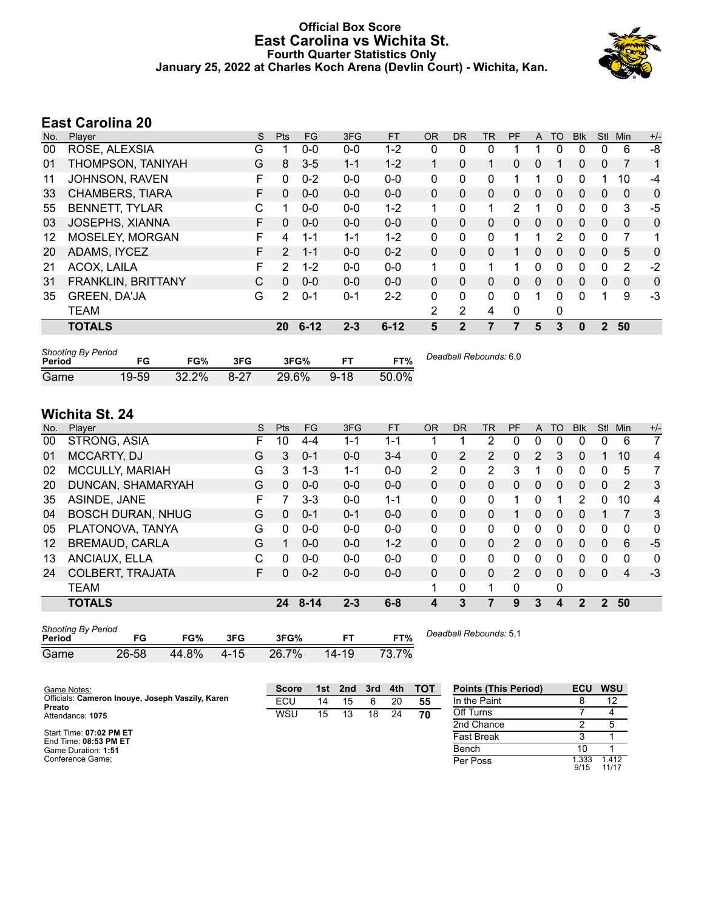# Official Box Score
## East Carolina vs Wichita St.
### Fourth Quarter Statistics Only
### January 25, 2022 at Charles Koch Arena (Devlin Court) - Wichita, Kan.

## East Carolina 20

| No. | Player | S | Pts | FG | 3FG | FT | OR | DR | TR | PF | A | TO | Blk | Stl | Min | +/- |
|---|---|---|---|---|---|---|---|---|---|---|---|---|---|---|---|---|
| 00 | ROSE, ALEXSIA | G | 1 | 0-0 | 0-0 | 1-2 | 0 | 0 | 0 | 1 | 1 | 0 | 0 | 0 | 6 | -8 |
| 01 | THOMPSON, TANIYAH | G | 8 | 3-5 | 1-1 | 1-2 | 1 | 0 | 1 | 0 | 0 | 1 | 0 | 0 | 7 | 1 |
| 11 | JOHNSON, RAVEN | F | 0 | 0-2 | 0-0 | 0-0 | 0 | 0 | 0 | 1 | 1 | 0 | 0 | 1 | 10 | -4 |
| 33 | CHAMBERS, TIARA | F | 0 | 0-0 | 0-0 | 0-0 | 0 | 0 | 0 | 0 | 0 | 0 | 0 | 0 | 0 | 0 |
| 55 | BENNETT, TYLAR | C | 1 | 0-0 | 0-0 | 1-2 | 1 | 0 | 1 | 2 | 1 | 0 | 0 | 0 | 3 | -5 |
| 03 | JOSEPHS, XIANNA | F | 0 | 0-0 | 0-0 | 0-0 | 0 | 0 | 0 | 0 | 0 | 0 | 0 | 0 | 0 | 0 |
| 12 | MOSELEY, MORGAN | F | 4 | 1-1 | 1-1 | 1-2 | 0 | 0 | 0 | 1 | 1 | 2 | 0 | 0 | 7 | 1 |
| 20 | ADAMS, IYCEZ | F | 2 | 1-1 | 0-0 | 0-2 | 0 | 0 | 0 | 1 | 0 | 0 | 0 | 0 | 5 | 0 |
| 21 | ACOX, LAILA | F | 2 | 1-2 | 0-0 | 0-0 | 1 | 0 | 1 | 1 | 0 | 0 | 0 | 0 | 2 | -2 |
| 31 | FRANKLIN, BRITTANY | C | 0 | 0-0 | 0-0 | 0-0 | 0 | 0 | 0 | 0 | 0 | 0 | 0 | 0 | 0 | 0 |
| 35 | GREEN, DA'JA | G | 2 | 0-1 | 0-1 | 2-2 | 0 | 0 | 0 | 0 | 1 | 0 | 0 | 1 | 9 | -3 |
| | TEAM | | | | | | 2 | 2 | 4 | 0 | | 0 | | | | |
| | **TOTALS** | | **20** | **6-12** | **2-3** | **6-12** | **5** | **2** | **7** | **7** | **5** | **3** | **0** | **2** | **50** | |

| Shooting By Period Period | FG | FG% | 3FG | 3FG% | FT | FT% |
|---|---|---|---|---|---|---|
| Game | 19-59 | 32.2% | 8-27 | 29.6% | 9-18 | 50.0% |

*Deadball Rebounds:* 6,0

## Wichita St. 24

| No. | Player | S | Pts | FG | 3FG | FT | OR | DR | TR | PF | A | TO | Blk | Stl | Min | +/- |
|---|---|---|---|---|---|---|---|---|---|---|---|---|---|---|---|---|
| 00 | STRONG, ASIA | F | 10 | 4-4 | 1-1 | 1-1 | 1 | 1 | 2 | 0 | 0 | 0 | 0 | 0 | 6 | 7 |
| 01 | MCCARTY, DJ | G | 3 | 0-1 | 0-0 | 3-4 | 0 | 2 | 2 | 0 | 2 | 3 | 0 | 1 | 10 | 4 |
| 02 | MCCULLY, MARIAH | G | 3 | 1-3 | 1-1 | 0-0 | 2 | 0 | 2 | 3 | 1 | 0 | 0 | 0 | 5 | 7 |
| 20 | DUNCAN, SHAMARYAH | G | 0 | 0-0 | 0-0 | 0-0 | 0 | 0 | 0 | 0 | 0 | 0 | 0 | 0 | 2 | 3 |
| 35 | ASINDE, JANE | F | 7 | 3-3 | 0-0 | 1-1 | 0 | 0 | 0 | 1 | 0 | 1 | 2 | 0 | 10 | 4 |
| 04 | BOSCH DURAN, NHUG | G | 0 | 0-1 | 0-1 | 0-0 | 0 | 0 | 0 | 1 | 0 | 0 | 0 | 1 | 7 | 3 |
| 05 | PLATONOVA, TANYA | G | 0 | 0-0 | 0-0 | 0-0 | 0 | 0 | 0 | 0 | 0 | 0 | 0 | 0 | 0 | 0 |
| 12 | BREMAUD, CARLA | G | 1 | 0-0 | 0-0 | 1-2 | 0 | 0 | 0 | 2 | 0 | 0 | 0 | 0 | 6 | -5 |
| 13 | ANCIAUX, ELLA | C | 0 | 0-0 | 0-0 | 0-0 | 0 | 0 | 0 | 0 | 0 | 0 | 0 | 0 | 0 | 0 |
| 24 | COLBERT, TRAJATA | F | 0 | 0-2 | 0-0 | 0-0 | 0 | 0 | 0 | 2 | 0 | 0 | 0 | 0 | 4 | -3 |
| | TEAM | | | | | | 1 | 0 | 1 | 0 | | 0 | | | | |
| | **TOTALS** | | **24** | **8-14** | **2-3** | **6-8** | **4** | **3** | **7** | **9** | **3** | **4** | **2** | **2** | **50** | |

| Shooting By Period Period | FG | FG% | 3FG | 3FG% | FT | FT% |
|---|---|---|---|---|---|---|
| Game | 26-58 | 44.8% | 4-15 | 26.7% | 14-19 | 73.7% |

*Deadball Rebounds:* 5,1

Game Notes:
Officials: **Cameron Inouye, Joseph Vaszily, Karen Preato**
Attendance: **1075**

Start Time: **07:02 PM ET**
End Time: **08:53 PM ET**
Game Duration: **1:51**
Conference Game;

| Score | 1st | 2nd | 3rd | 4th | TOT |
|---|---|---|---|---|---|
| ECU | 14 | 15 | 6 | 20 | 55 |
| WSU | 15 | 13 | 18 | 24 | 70 |

| Points (This Period) | ECU | WSU |
|---|---|---|
| In the Paint | 8 | 12 |
| Off Turns | 7 | 4 |
| 2nd Chance | 2 | 5 |
| Fast Break | 3 | 1 |
| Bench | 10 | 1 |
| Per Poss | 1.333 9/15 | 1.412 11/17 |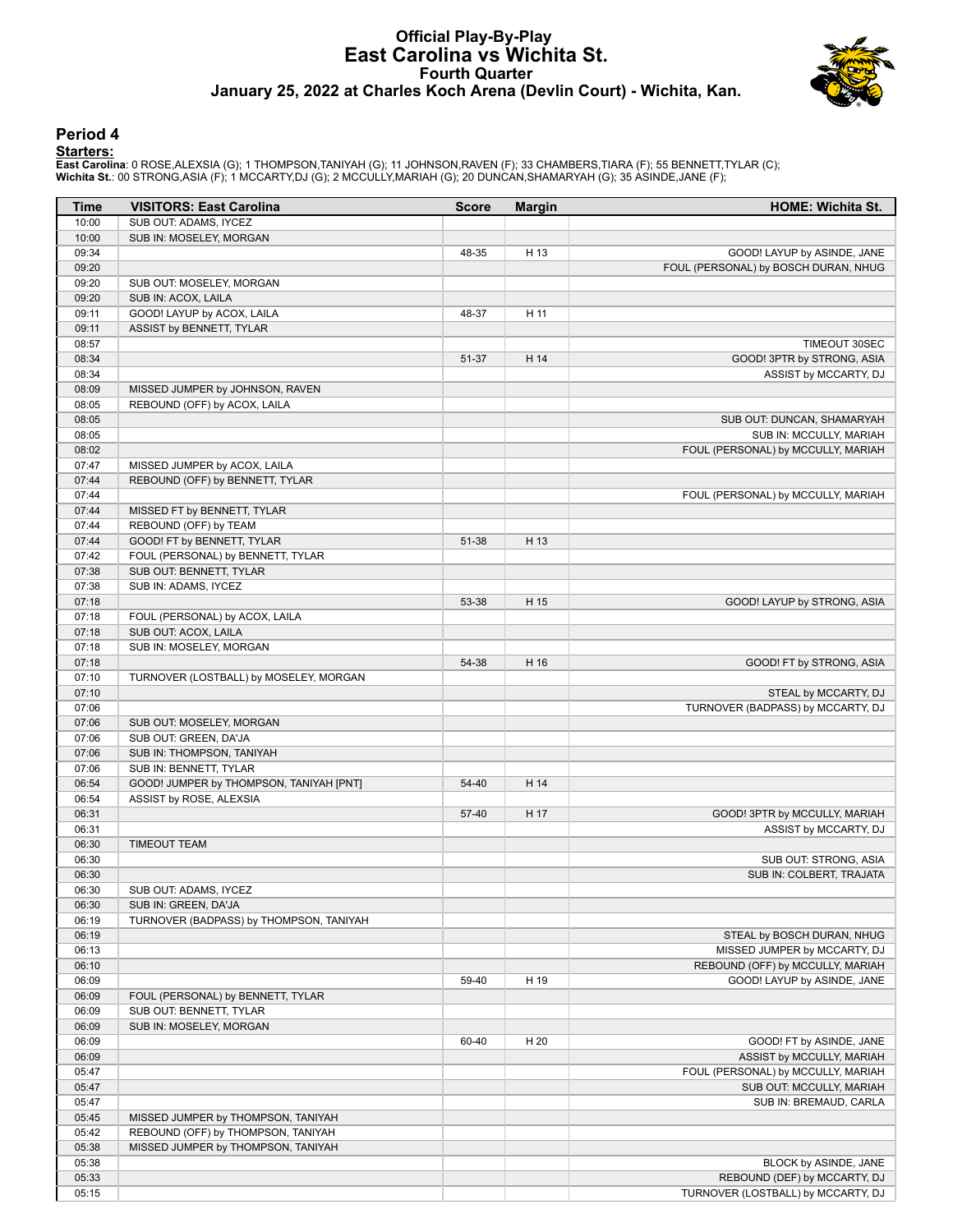# Official Play-By-Play
# East Carolina vs Wichita St.
## Fourth Quarter
### January 25, 2022 at Charles Koch Arena (Devlin Court) - Wichita, Kan.

## Period 4

**Starters:**

**East Carolina**: 0 ROSE,ALEXSIA (G); 1 THOMPSON,TANIYAH (G); 11 JOHNSON,RAVEN (F); 33 CHAMBERS,TIARA (F); 55 BENNETT,TYLAR (C);
**Wichita St.**: 00 STRONG,ASIA (F); 1 MCCARTY,DJ (G); 2 MCCULLY,MARIAH (G); 20 DUNCAN,SHAMARYAH (G); 35 ASINDE,JANE (F);

| Time | VISITORS: East Carolina | Score | Margin | HOME: Wichita St. |
|---|---|---|---|---|
| 10:00 | SUB OUT: ADAMS, IYCEZ | | | |
| 10:00 | SUB IN: MOSELEY, MORGAN | | | |
| 09:34 | | 48-35 | H 13 | GOOD! LAYUP by ASINDE, JANE |
| 09:20 | | | | FOUL (PERSONAL) by BOSCH DURAN, NHUG |
| 09:20 | SUB OUT: MOSELEY, MORGAN | | | |
| 09:20 | SUB IN: ACOX, LAILA | | | |
| 09:11 | GOOD! LAYUP by ACOX, LAILA | 48-37 | H 11 | |
| 09:11 | ASSIST by BENNETT, TYLAR | | | |
| 08:57 | | | | TIMEOUT 30SEC |
| 08:34 | | 51-37 | H 14 | GOOD! 3PTR by STRONG, ASIA |
| 08:34 | | | | ASSIST by MCCARTY, DJ |
| 08:09 | MISSED JUMPER by JOHNSON, RAVEN | | | |
| 08:05 | REBOUND (OFF) by ACOX, LAILA | | | |
| 08:05 | | | | SUB OUT: DUNCAN, SHAMARYAH |
| 08:05 | | | | SUB IN: MCCULLY, MARIAH |
| 08:02 | | | | FOUL (PERSONAL) by MCCULLY, MARIAH |
| 07:47 | MISSED JUMPER by ACOX, LAILA | | | |
| 07:44 | REBOUND (OFF) by BENNETT, TYLAR | | | |
| 07:44 | | | | FOUL (PERSONAL) by MCCULLY, MARIAH |
| 07:44 | MISSED FT by BENNETT, TYLAR | | | |
| 07:44 | REBOUND (OFF) by TEAM | | | |
| 07:44 | GOOD! FT by BENNETT, TYLAR | 51-38 | H 13 | |
| 07:42 | FOUL (PERSONAL) by BENNETT, TYLAR | | | |
| 07:38 | SUB OUT: BENNETT, TYLAR | | | |
| 07:38 | SUB IN: ADAMS, IYCEZ | | | |
| 07:18 | | 53-38 | H 15 | GOOD! LAYUP by STRONG, ASIA |
| 07:18 | FOUL (PERSONAL) by ACOX, LAILA | | | |
| 07:18 | SUB OUT: ACOX, LAILA | | | |
| 07:18 | SUB IN: MOSELEY, MORGAN | | | |
| 07:18 | | 54-38 | H 16 | GOOD! FT by STRONG, ASIA |
| 07:10 | TURNOVER (LOSTBALL) by MOSELEY, MORGAN | | | |
| 07:10 | | | | STEAL by MCCARTY, DJ |
| 07:06 | | | | TURNOVER (BADPASS) by MCCARTY, DJ |
| 07:06 | SUB OUT: MOSELEY, MORGAN | | | |
| 07:06 | SUB OUT: GREEN, DA'JA | | | |
| 07:06 | SUB IN: THOMPSON, TANIYAH | | | |
| 07:06 | SUB IN: BENNETT, TYLAR | | | |
| 06:54 | GOOD! JUMPER by THOMPSON, TANIYAH [PNT] | 54-40 | H 14 | |
| 06:54 | ASSIST by ROSE, ALEXSIA | | | |
| 06:31 | | 57-40 | H 17 | GOOD! 3PTR by MCCULLY, MARIAH |
| 06:31 | | | | ASSIST by MCCARTY, DJ |
| 06:30 | TIMEOUT TEAM | | | |
| 06:30 | | | | SUB OUT: STRONG, ASIA |
| 06:30 | | | | SUB IN: COLBERT, TRAJATA |
| 06:30 | SUB OUT: ADAMS, IYCEZ | | | |
| 06:30 | SUB IN: GREEN, DA'JA | | | |
| 06:19 | TURNOVER (BADPASS) by THOMPSON, TANIYAH | | | |
| 06:19 | | | | STEAL by BOSCH DURAN, NHUG |
| 06:13 | | | | MISSED JUMPER by MCCARTY, DJ |
| 06:10 | | | | REBOUND (OFF) by MCCULLY, MARIAH |
| 06:09 | | 59-40 | H 19 | GOOD! LAYUP by ASINDE, JANE |
| 06:09 | FOUL (PERSONAL) by BENNETT, TYLAR | | | |
| 06:09 | SUB OUT: BENNETT, TYLAR | | | |
| 06:09 | SUB IN: MOSELEY, MORGAN | | | |
| 06:09 | | 60-40 | H 20 | GOOD! FT by ASINDE, JANE |
| 06:09 | | | | ASSIST by MCCULLY, MARIAH |
| 05:47 | | | | FOUL (PERSONAL) by MCCULLY, MARIAH |
| 05:47 | | | | SUB OUT: MCCULLY, MARIAH |
| 05:47 | | | | SUB IN: BREMAUD, CARLA |
| 05:45 | MISSED JUMPER by THOMPSON, TANIYAH | | | |
| 05:42 | REBOUND (OFF) by THOMPSON, TANIYAH | | | |
| 05:38 | MISSED JUMPER by THOMPSON, TANIYAH | | | |
| 05:38 | | | | BLOCK by ASINDE, JANE |
| 05:33 | | | | REBOUND (DEF) by MCCARTY, DJ |
| 05:15 | | | | TURNOVER (LOSTBALL) by MCCARTY, DJ |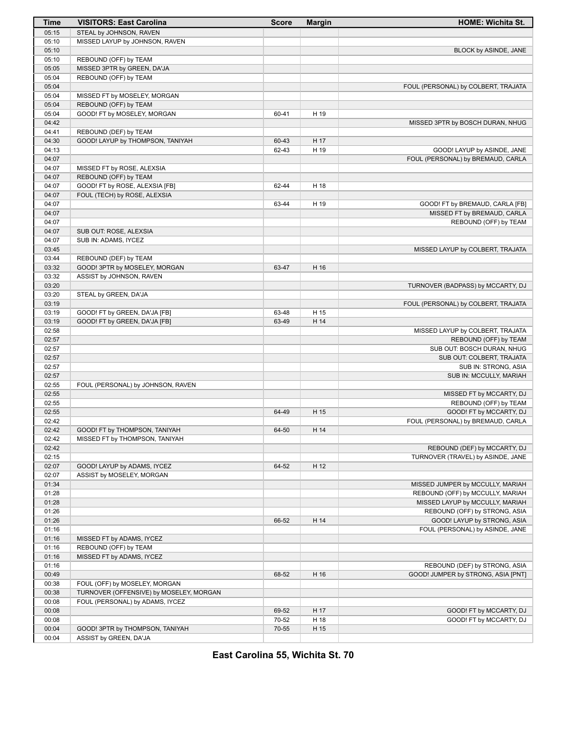| Time | VISITORS: East Carolina | Score | Margin | HOME: Wichita St. |
|---|---|---|---|---|
| 05:15 | STEAL by JOHNSON, RAVEN | | | |
| 05:10 | MISSED LAYUP by JOHNSON, RAVEN | | | |
| 05:10 | | | | BLOCK by ASINDE, JANE |
| 05:10 | REBOUND (OFF) by TEAM | | | |
| 05:05 | MISSED 3PTR by GREEN, DA'JA | | | |
| 05:04 | REBOUND (OFF) by TEAM | | | |
| 05:04 | | | | FOUL (PERSONAL) by COLBERT, TRAJATA |
| 05:04 | MISSED FT by MOSELEY, MORGAN | | | |
| 05:04 | REBOUND (OFF) by TEAM | | | |
| 05:04 | GOOD! FT by MOSELEY, MORGAN | 60-41 | H 19 | |
| 04:42 | | | | MISSED 3PTR by BOSCH DURAN, NHUG |
| 04:41 | REBOUND (DEF) by TEAM | | | |
| 04:30 | GOOD! LAYUP by THOMPSON, TANIYAH | 60-43 | H 17 | |
| 04:13 | | 62-43 | H 19 | GOOD! LAYUP by ASINDE, JANE |
| 04:07 | | | | FOUL (PERSONAL) by BREMAUD, CARLA |
| 04:07 | MISSED FT by ROSE, ALEXSIA | | | |
| 04:07 | REBOUND (OFF) by TEAM | | | |
| 04:07 | GOOD! FT by ROSE, ALEXSIA [FB] | 62-44 | H 18 | |
| 04:07 | FOUL (TECH) by ROSE, ALEXSIA | | | |
| 04:07 | | 63-44 | H 19 | GOOD! FT by BREMAUD, CARLA [FB] |
| 04:07 | | | | MISSED FT by BREMAUD, CARLA |
| 04:07 | | | | REBOUND (OFF) by TEAM |
| 04:07 | SUB OUT: ROSE, ALEXSIA | | | |
| 04:07 | SUB IN: ADAMS, IYCEZ | | | |
| 03:45 | | | | MISSED LAYUP by COLBERT, TRAJATA |
| 03:44 | REBOUND (DEF) by TEAM | | | |
| 03:32 | GOOD! 3PTR by MOSELEY, MORGAN | 63-47 | H 16 | |
| 03:32 | ASSIST by JOHNSON, RAVEN | | | |
| 03:20 | | | | TURNOVER (BADPASS) by MCCARTY, DJ |
| 03:20 | STEAL by GREEN, DA'JA | | | |
| 03:19 | | | | FOUL (PERSONAL) by COLBERT, TRAJATA |
| 03:19 | GOOD! FT by GREEN, DA'JA [FB] | 63-48 | H 15 | |
| 03:19 | GOOD! FT by GREEN, DA'JA [FB] | 63-49 | H 14 | |
| 02:58 | | | | MISSED LAYUP by COLBERT, TRAJATA |
| 02:57 | | | | REBOUND (OFF) by TEAM |
| 02:57 | | | | SUB OUT: BOSCH DURAN, NHUG |
| 02:57 | | | | SUB OUT: COLBERT, TRAJATA |
| 02:57 | | | | SUB IN: STRONG, ASIA |
| 02:57 | | | | SUB IN: MCCULLY, MARIAH |
| 02:55 | FOUL (PERSONAL) by JOHNSON, RAVEN | | | |
| 02:55 | | | | MISSED FT by MCCARTY, DJ |
| 02:55 | | | | REBOUND (OFF) by TEAM |
| 02:55 | | 64-49 | H 15 | GOOD! FT by MCCARTY, DJ |
| 02:42 | | | | FOUL (PERSONAL) by BREMAUD, CARLA |
| 02:42 | GOOD! FT by THOMPSON, TANIYAH | 64-50 | H 14 | |
| 02:42 | MISSED FT by THOMPSON, TANIYAH | | | |
| 02:42 | | | | REBOUND (DEF) by MCCARTY, DJ |
| 02:15 | | | | TURNOVER (TRAVEL) by ASINDE, JANE |
| 02:07 | GOOD! LAYUP by ADAMS, IYCEZ | 64-52 | H 12 | |
| 02:07 | ASSIST by MOSELEY, MORGAN | | | |
| 01:34 | | | | MISSED JUMPER by MCCULLY, MARIAH |
| 01:28 | | | | REBOUND (OFF) by MCCULLY, MARIAH |
| 01:28 | | | | MISSED LAYUP by MCCULLY, MARIAH |
| 01:26 | | | | REBOUND (OFF) by STRONG, ASIA |
| 01:26 | | 66-52 | H 14 | GOOD! LAYUP by STRONG, ASIA |
| 01:16 | | | | FOUL (PERSONAL) by ASINDE, JANE |
| 01:16 | MISSED FT by ADAMS, IYCEZ | | | |
| 01:16 | REBOUND (OFF) by TEAM | | | |
| 01:16 | MISSED FT by ADAMS, IYCEZ | | | |
| 01:16 | | | | REBOUND (DEF) by STRONG, ASIA |
| 00:49 | | 68-52 | H 16 | GOOD! JUMPER by STRONG, ASIA [PNT] |
| 00:38 | FOUL (OFF) by MOSELEY, MORGAN | | | |
| 00:38 | TURNOVER (OFFENSIVE) by MOSELEY, MORGAN | | | |
| 00:08 | FOUL (PERSONAL) by ADAMS, IYCEZ | | | |
| 00:08 | | 69-52 | H 17 | GOOD! FT by MCCARTY, DJ |
| 00:08 | | 70-52 | H 18 | GOOD! FT by MCCARTY, DJ |
| 00:04 | GOOD! 3PTR by THOMPSON, TANIYAH | 70-55 | H 15 | |
| 00:04 | ASSIST by GREEN, DA'JA | | | |

**East Carolina 55, Wichita St. 70**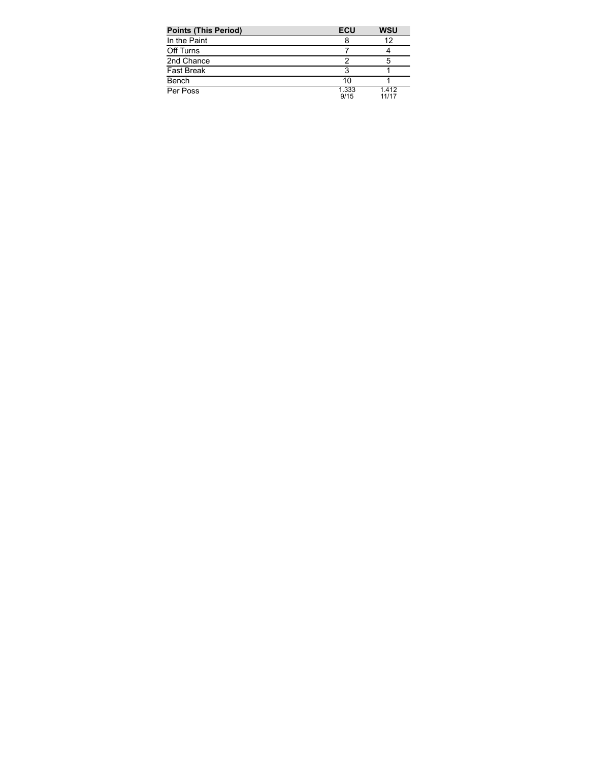| Points (This Period) | ECU | WSU |
|---|---|---|
| In the Paint | 8 | 12 |
| Off Turns | 7 | 4 |
| 2nd Chance | 2 | 5 |
| Fast Break | 3 | 1 |
| Bench | 10 | 1 |
| Per Poss | 1.333<br>9/15 | 1.412<br>11/17 |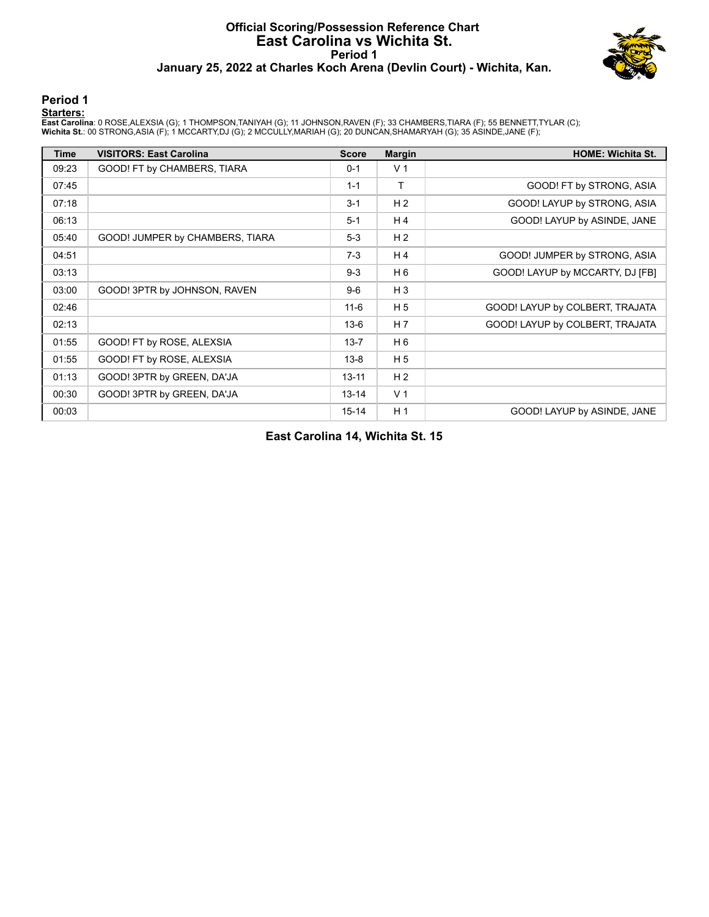# Official Scoring/Possession Reference Chart
# East Carolina vs Wichita St.
## Period 1
### January 25, 2022 at Charles Koch Arena (Devlin Court) - Wichita, Kan.

## Period 1

**Starters:**

**East Carolina**: 0 ROSE,ALEXSIA (G); 1 THOMPSON,TANIYAH (G); 11 JOHNSON,RAVEN (F); 33 CHAMBERS,TIARA (F); 55 BENNETT,TYLAR (C);
**Wichita St.**: 00 STRONG,ASIA (F); 1 MCCARTY,DJ (G); 2 MCCULLY,MARIAH (G); 20 DUNCAN,SHAMARYAH (G); 35 ASINDE,JANE (F);

| Time | VISITORS: East Carolina | Score | Margin | HOME: Wichita St. |
|---|---|---|---|---|
| 09:23 | GOOD! FT by CHAMBERS, TIARA | 0-1 | V 1 | |
| 07:45 | | 1-1 | T | GOOD! FT by STRONG, ASIA |
| 07:18 | | 3-1 | H 2 | GOOD! LAYUP by STRONG, ASIA |
| 06:13 | | 5-1 | H 4 | GOOD! LAYUP by ASINDE, JANE |
| 05:40 | GOOD! JUMPER by CHAMBERS, TIARA | 5-3 | H 2 | |
| 04:51 | | 7-3 | H 4 | GOOD! JUMPER by STRONG, ASIA |
| 03:13 | | 9-3 | H 6 | GOOD! LAYUP by MCCARTY, DJ [FB] |
| 03:00 | GOOD! 3PTR by JOHNSON, RAVEN | 9-6 | H 3 | |
| 02:46 | | 11-6 | H 5 | GOOD! LAYUP by COLBERT, TRAJATA |
| 02:13 | | 13-6 | H 7 | GOOD! LAYUP by COLBERT, TRAJATA |
| 01:55 | GOOD! FT by ROSE, ALEXSIA | 13-7 | H 6 | |
| 01:55 | GOOD! FT by ROSE, ALEXSIA | 13-8 | H 5 | |
| 01:13 | GOOD! 3PTR by GREEN, DA'JA | 13-11 | H 2 | |
| 00:30 | GOOD! 3PTR by GREEN, DA'JA | 13-14 | V 1 | |
| 00:03 | | 15-14 | H 1 | GOOD! LAYUP by ASINDE, JANE |

**East Carolina 14, Wichita St. 15**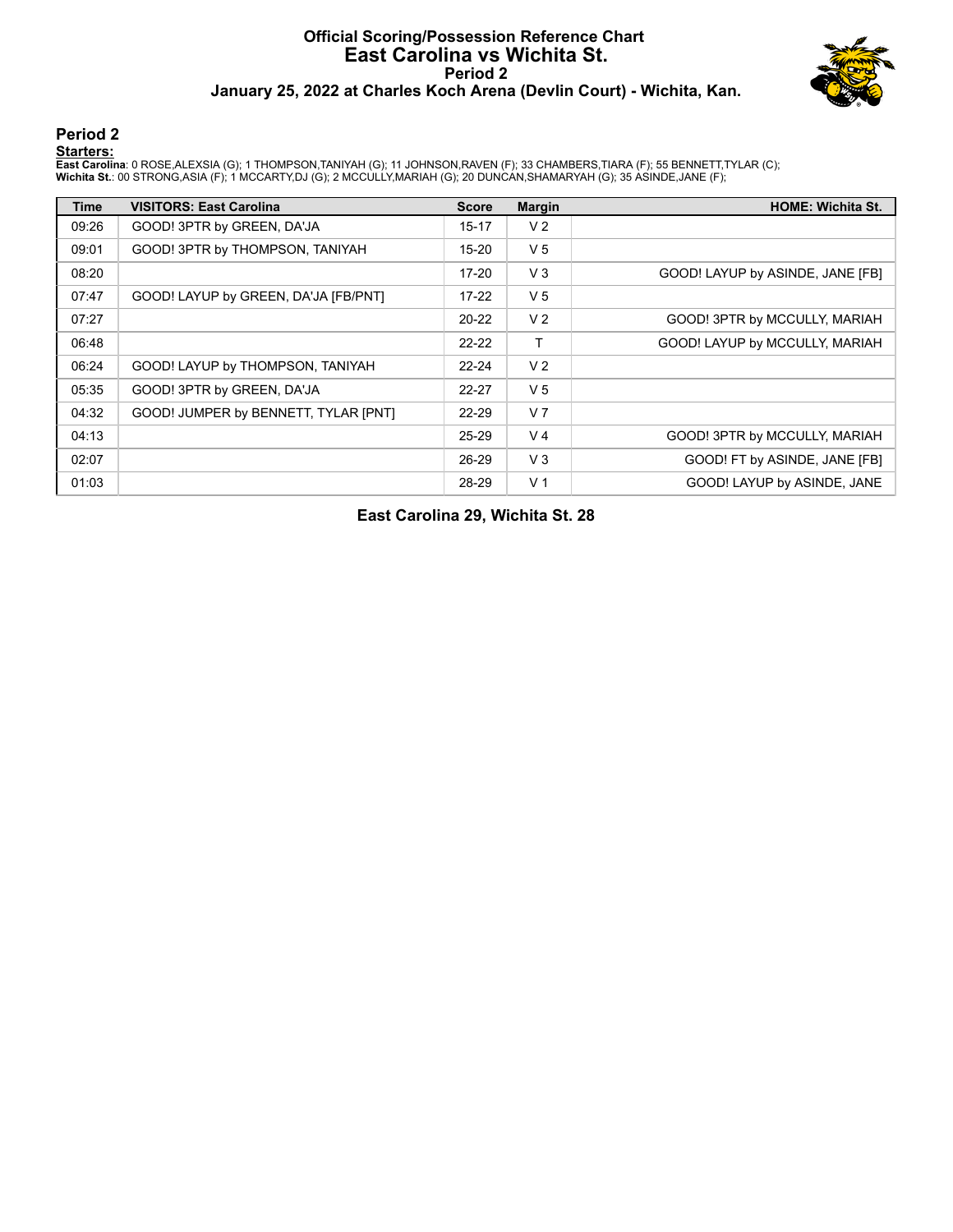# Official Scoring/Possession Reference Chart
# East Carolina vs Wichita St.
## Period 2
### January 25, 2022 at Charles Koch Arena (Devlin Court) - Wichita, Kan.

## Period 2

**Starters:**

**East Carolina**: 0 ROSE,ALEXSIA (G); 1 THOMPSON,TANIYAH (G); 11 JOHNSON,RAVEN (F); 33 CHAMBERS,TIARA (F); 55 BENNETT,TYLAR (C);
**Wichita St.**: 00 STRONG,ASIA (F); 1 MCCARTY,DJ (G); 2 MCCULLY,MARIAH (G); 20 DUNCAN,SHAMARYAH (G); 35 ASINDE,JANE (F);

| Time | VISITORS: East Carolina | Score | Margin | HOME: Wichita St. |
|---|---|---|---|---|
| 09:26 | GOOD! 3PTR by GREEN, DA'JA | 15-17 | V 2 | |
| 09:01 | GOOD! 3PTR by THOMPSON, TANIYAH | 15-20 | V 5 | |
| 08:20 | | 17-20 | V 3 | GOOD! LAYUP by ASINDE, JANE [FB] |
| 07:47 | GOOD! LAYUP by GREEN, DA'JA [FB/PNT] | 17-22 | V 5 | |
| 07:27 | | 20-22 | V 2 | GOOD! 3PTR by MCCULLY, MARIAH |
| 06:48 | | 22-22 | T | GOOD! LAYUP by MCCULLY, MARIAH |
| 06:24 | GOOD! LAYUP by THOMPSON, TANIYAH | 22-24 | V 2 | |
| 05:35 | GOOD! 3PTR by GREEN, DA'JA | 22-27 | V 5 | |
| 04:32 | GOOD! JUMPER by BENNETT, TYLAR [PNT] | 22-29 | V 7 | |
| 04:13 | | 25-29 | V 4 | GOOD! 3PTR by MCCULLY, MARIAH |
| 02:07 | | 26-29 | V 3 | GOOD! FT by ASINDE, JANE [FB] |
| 01:03 | | 28-29 | V 1 | GOOD! LAYUP by ASINDE, JANE |

**East Carolina 29, Wichita St. 28**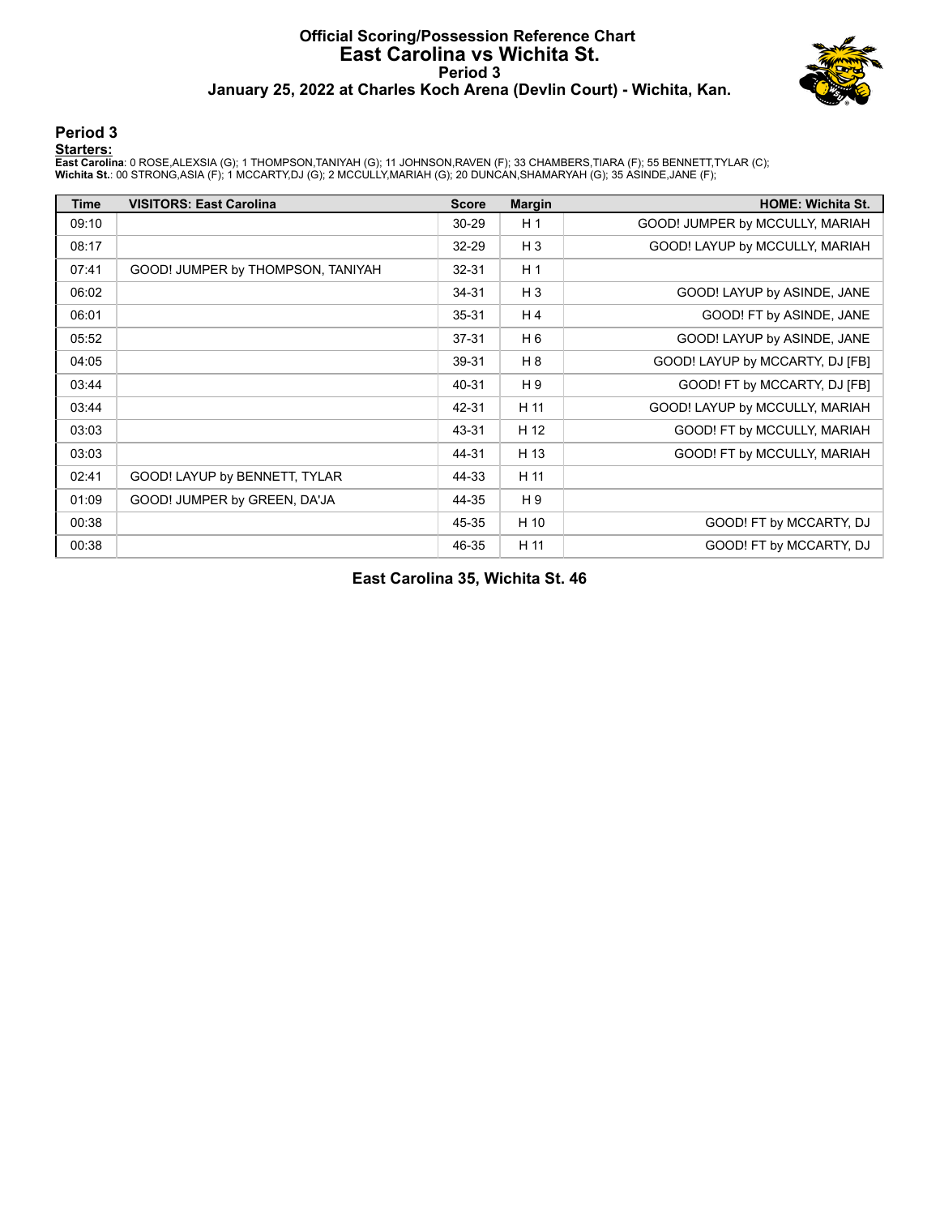# Official Scoring/Possession Reference Chart
## East Carolina vs Wichita St.
### Period 3
### January 25, 2022 at Charles Koch Arena (Devlin Court) - Wichita, Kan.

## Period 3

**Starters:**

**East Carolina**: 0 ROSE,ALEXSIA (G); 1 THOMPSON,TANIYAH (G); 11 JOHNSON,RAVEN (F); 33 CHAMBERS,TIARA (F); 55 BENNETT,TYLAR (C);
**Wichita St.**: 00 STRONG,ASIA (F); 1 MCCARTY,DJ (G); 2 MCCULLY,MARIAH (G); 20 DUNCAN,SHAMARYAH (G); 35 ASINDE,JANE (F);

| Time | VISITORS: East Carolina | Score | Margin | HOME: Wichita St. |
|---|---|---|---|---|
| 09:10 | | 30-29 | H 1 | GOOD! JUMPER by MCCULLY, MARIAH |
| 08:17 | | 32-29 | H 3 | GOOD! LAYUP by MCCULLY, MARIAH |
| 07:41 | GOOD! JUMPER by THOMPSON, TANIYAH | 32-31 | H 1 | |
| 06:02 | | 34-31 | H 3 | GOOD! LAYUP by ASINDE, JANE |
| 06:01 | | 35-31 | H 4 | GOOD! FT by ASINDE, JANE |
| 05:52 | | 37-31 | H 6 | GOOD! LAYUP by ASINDE, JANE |
| 04:05 | | 39-31 | H 8 | GOOD! LAYUP by MCCARTY, DJ [FB] |
| 03:44 | | 40-31 | H 9 | GOOD! FT by MCCARTY, DJ [FB] |
| 03:44 | | 42-31 | H 11 | GOOD! LAYUP by MCCULLY, MARIAH |
| 03:03 | | 43-31 | H 12 | GOOD! FT by MCCULLY, MARIAH |
| 03:03 | | 44-31 | H 13 | GOOD! FT by MCCULLY, MARIAH |
| 02:41 | GOOD! LAYUP by BENNETT, TYLAR | 44-33 | H 11 | |
| 01:09 | GOOD! JUMPER by GREEN, DA'JA | 44-35 | H 9 | |
| 00:38 | | 45-35 | H 10 | GOOD! FT by MCCARTY, DJ |
| 00:38 | | 46-35 | H 11 | GOOD! FT by MCCARTY, DJ |

**East Carolina 35, Wichita St. 46**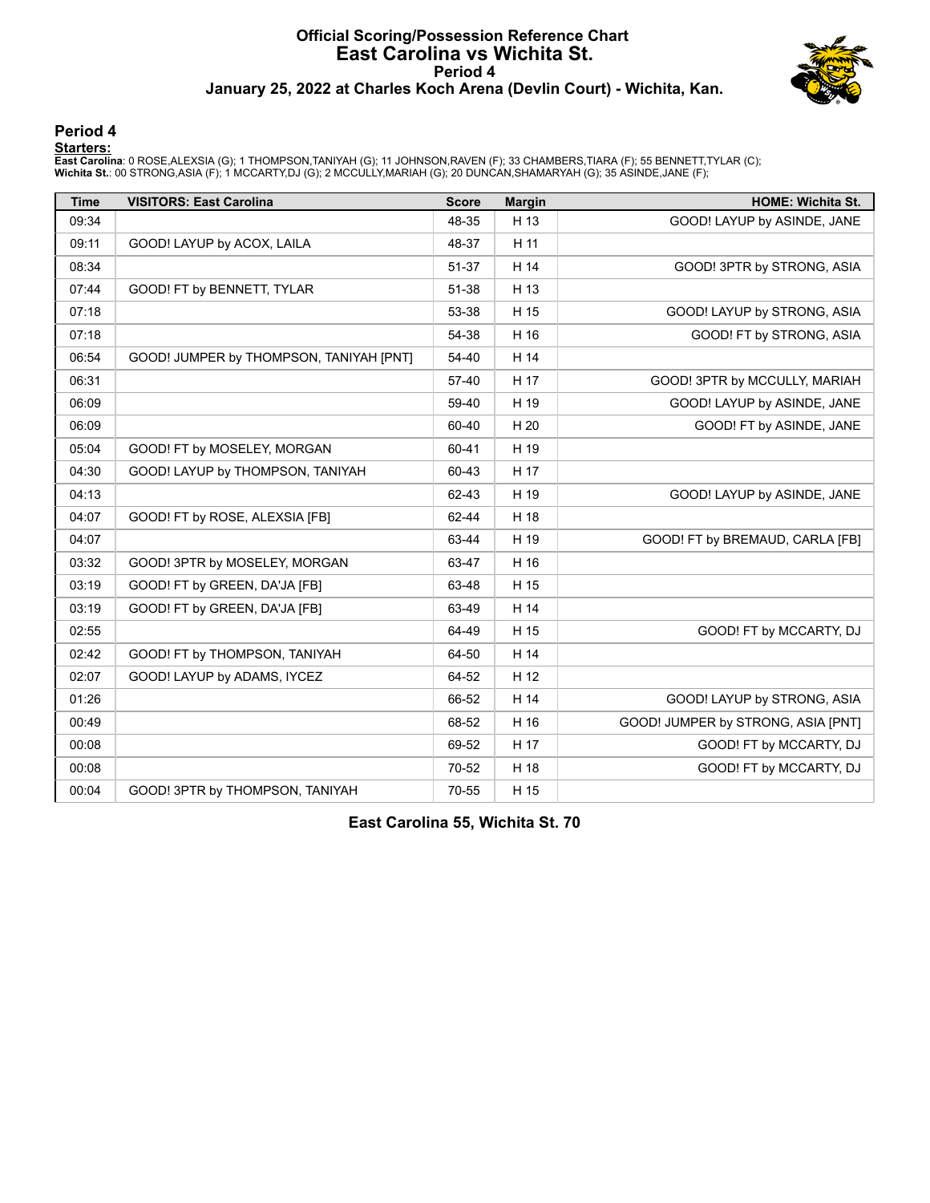# Official Scoring/Possession Reference Chart
# East Carolina vs Wichita St.
## Period 4
### January 25, 2022 at Charles Koch Arena (Devlin Court) - Wichita, Kan.

## Period 4

**Starters:**

**East Carolina**: 0 ROSE,ALEXSIA (G); 1 THOMPSON,TANIYAH (G); 11 JOHNSON,RAVEN (F); 33 CHAMBERS,TIARA (F); 55 BENNETT,TYLAR (C);
**Wichita St.**: 00 STRONG,ASIA (F); 1 MCCARTY,DJ (G); 2 MCCULLY,MARIAH (G); 20 DUNCAN,SHAMARYAH (G); 35 ASINDE,JANE (F);

| Time | VISITORS: East Carolina | Score | Margin | HOME: Wichita St. |
|---|---|---|---|---|
| 09:34 | | 48-35 | H 13 | GOOD! LAYUP by ASINDE, JANE |
| 09:11 | GOOD! LAYUP by ACOX, LAILA | 48-37 | H 11 | |
| 08:34 | | 51-37 | H 14 | GOOD! 3PTR by STRONG, ASIA |
| 07:44 | GOOD! FT by BENNETT, TYLAR | 51-38 | H 13 | |
| 07:18 | | 53-38 | H 15 | GOOD! LAYUP by STRONG, ASIA |
| 07:18 | | 54-38 | H 16 | GOOD! FT by STRONG, ASIA |
| 06:54 | GOOD! JUMPER by THOMPSON, TANIYAH [PNT] | 54-40 | H 14 | |
| 06:31 | | 57-40 | H 17 | GOOD! 3PTR by MCCULLY, MARIAH |
| 06:09 | | 59-40 | H 19 | GOOD! LAYUP by ASINDE, JANE |
| 06:09 | | 60-40 | H 20 | GOOD! FT by ASINDE, JANE |
| 05:04 | GOOD! FT by MOSELEY, MORGAN | 60-41 | H 19 | |
| 04:30 | GOOD! LAYUP by THOMPSON, TANIYAH | 60-43 | H 17 | |
| 04:13 | | 62-43 | H 19 | GOOD! LAYUP by ASINDE, JANE |
| 04:07 | GOOD! FT by ROSE, ALEXSIA [FB] | 62-44 | H 18 | |
| 04:07 | | 63-44 | H 19 | GOOD! FT by BREMAUD, CARLA [FB] |
| 03:32 | GOOD! 3PTR by MOSELEY, MORGAN | 63-47 | H 16 | |
| 03:19 | GOOD! FT by GREEN, DA'JA [FB] | 63-48 | H 15 | |
| 03:19 | GOOD! FT by GREEN, DA'JA [FB] | 63-49 | H 14 | |
| 02:55 | | 64-49 | H 15 | GOOD! FT by MCCARTY, DJ |
| 02:42 | GOOD! FT by THOMPSON, TANIYAH | 64-50 | H 14 | |
| 02:07 | GOOD! LAYUP by ADAMS, IYCEZ | 64-52 | H 12 | |
| 01:26 | | 66-52 | H 14 | GOOD! LAYUP by STRONG, ASIA |
| 00:49 | | 68-52 | H 16 | GOOD! JUMPER by STRONG, ASIA [PNT] |
| 00:08 | | 69-52 | H 17 | GOOD! FT by MCCARTY, DJ |
| 00:08 | | 70-52 | H 18 | GOOD! FT by MCCARTY, DJ |
| 00:04 | GOOD! 3PTR by THOMPSON, TANIYAH | 70-55 | H 15 | |

**East Carolina 55, Wichita St. 70**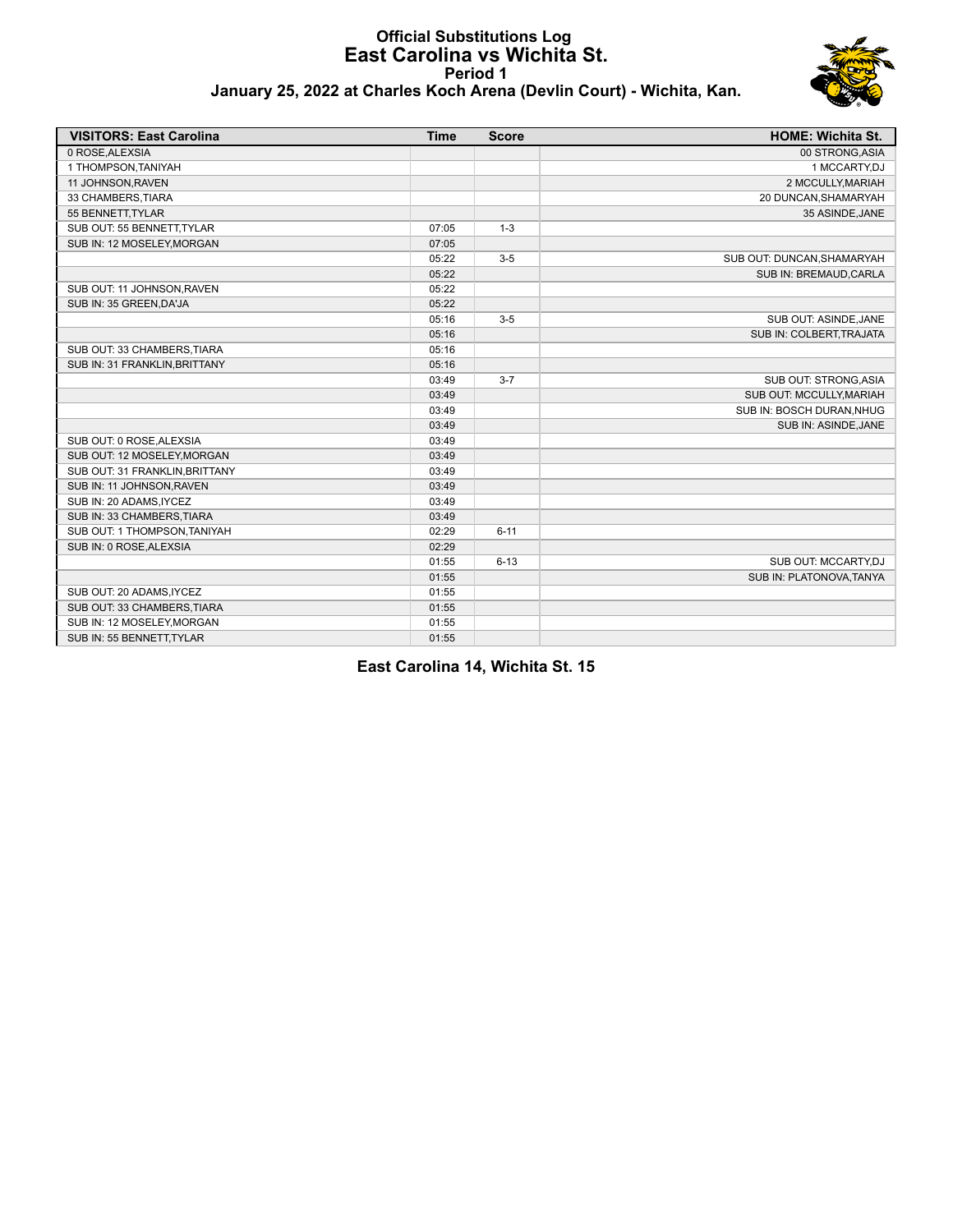# Official Substitutions Log
## East Carolina vs Wichita St.
### Period 1
### January 25, 2022 at Charles Koch Arena (Devlin Court) - Wichita, Kan.

| VISITORS: East Carolina | Time | Score | HOME: Wichita St. |
|---|---|---|---|
| 0 ROSE,ALEXSIA | | | 00 STRONG,ASIA |
| 1 THOMPSON,TANIYAH | | | 1 MCCARTY,DJ |
| 11 JOHNSON,RAVEN | | | 2 MCCULLY,MARIAH |
| 33 CHAMBERS,TIARA | | | 20 DUNCAN,SHAMARYAH |
| 55 BENNETT,TYLAR | | | 35 ASINDE,JANE |
| SUB OUT: 55 BENNETT,TYLAR | 07:05 | 1-3 | |
| SUB IN: 12 MOSELEY,MORGAN | 07:05 | | |
| | 05:22 | 3-5 | SUB OUT: DUNCAN,SHAMARYAH |
| | 05:22 | | SUB IN: BREMAUD,CARLA |
| SUB OUT: 11 JOHNSON,RAVEN | 05:22 | | |
| SUB IN: 35 GREEN,DA'JA | 05:22 | | |
| | 05:16 | 3-5 | SUB OUT: ASINDE,JANE |
| | 05:16 | | SUB IN: COLBERT,TRAJATA |
| SUB OUT: 33 CHAMBERS,TIARA | 05:16 | | |
| SUB IN: 31 FRANKLIN,BRITTANY | 05:16 | | |
| | 03:49 | 3-7 | SUB OUT: STRONG,ASIA |
| | 03:49 | | SUB OUT: MCCULLY,MARIAH |
| | 03:49 | | SUB IN: BOSCH DURAN,NHUG |
| | 03:49 | | SUB IN: ASINDE,JANE |
| SUB OUT: 0 ROSE,ALEXSIA | 03:49 | | |
| SUB OUT: 12 MOSELEY,MORGAN | 03:49 | | |
| SUB OUT: 31 FRANKLIN,BRITTANY | 03:49 | | |
| SUB IN: 11 JOHNSON,RAVEN | 03:49 | | |
| SUB IN: 20 ADAMS,IYCEZ | 03:49 | | |
| SUB IN: 33 CHAMBERS,TIARA | 03:49 | | |
| SUB OUT: 1 THOMPSON,TANIYAH | 02:29 | 6-11 | |
| SUB IN: 0 ROSE,ALEXSIA | 02:29 | | |
| | 01:55 | 6-13 | SUB OUT: MCCARTY,DJ |
| | 01:55 | | SUB IN: PLATONOVA,TANYA |
| SUB OUT: 20 ADAMS,IYCEZ | 01:55 | | |
| SUB OUT: 33 CHAMBERS,TIARA | 01:55 | | |
| SUB IN: 12 MOSELEY,MORGAN | 01:55 | | |
| SUB IN: 55 BENNETT,TYLAR | 01:55 | | |

**East Carolina 14, Wichita St. 15**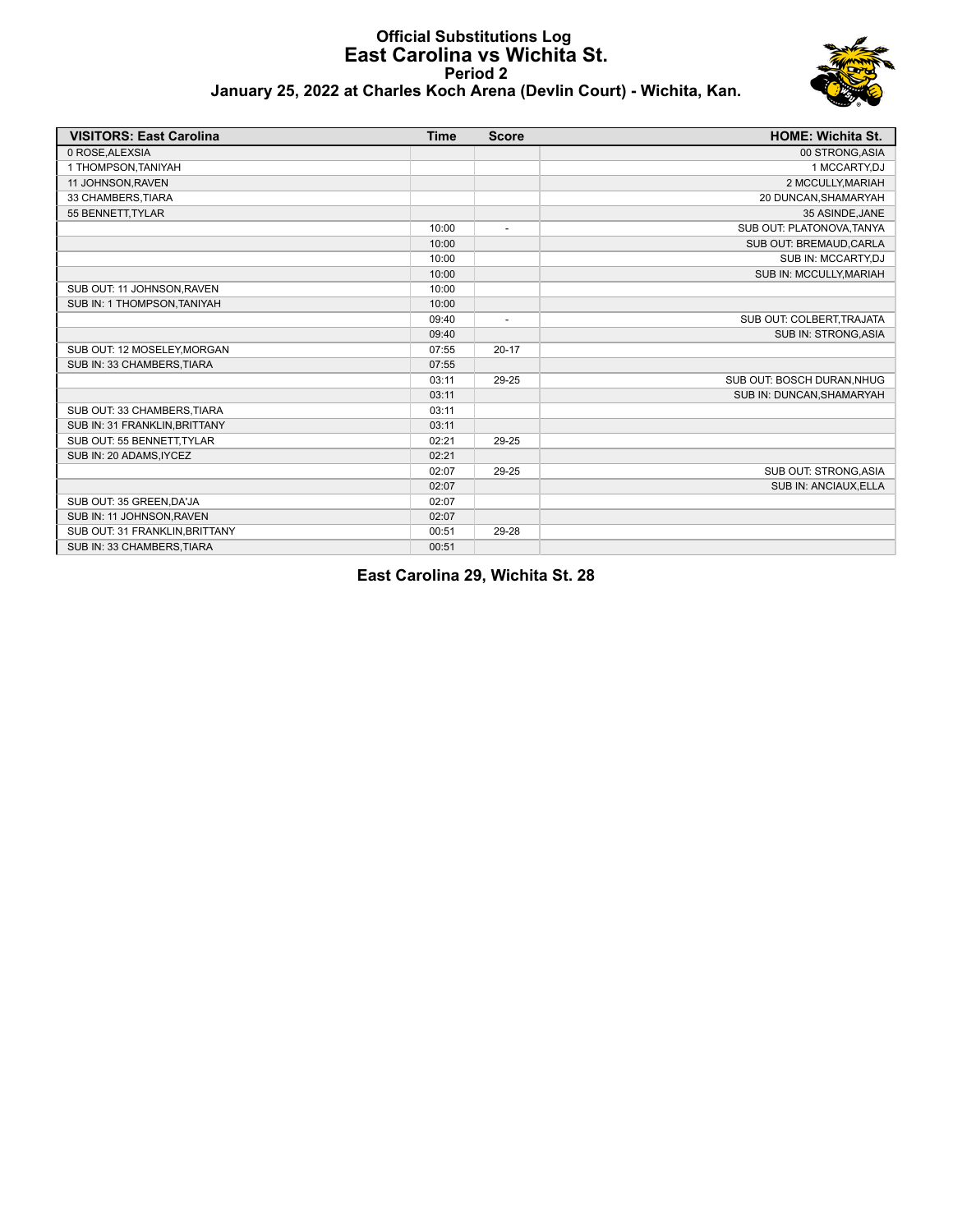# Official Substitutions Log
## East Carolina vs Wichita St.
### Period 2
### January 25, 2022 at Charles Koch Arena (Devlin Court) - Wichita, Kan.

| VISITORS: East Carolina | Time | Score | HOME: Wichita St. |
|---|---|---|---|
| 0 ROSE,ALEXSIA | | | 00 STRONG,ASIA |
| 1 THOMPSON,TANIYAH | | | 1 MCCARTY,DJ |
| 11 JOHNSON,RAVEN | | | 2 MCCULLY,MARIAH |
| 33 CHAMBERS,TIARA | | | 20 DUNCAN,SHAMARYAH |
| 55 BENNETT,TYLAR | | | 35 ASINDE,JANE |
| | 10:00 | - | SUB OUT: PLATONOVA,TANYA |
| | 10:00 | | SUB OUT: BREMAUD,CARLA |
| | 10:00 | | SUB IN: MCCARTY,DJ |
| | 10:00 | | SUB IN: MCCULLY,MARIAH |
| SUB OUT: 11 JOHNSON,RAVEN | 10:00 | | |
| SUB IN: 1 THOMPSON,TANIYAH | 10:00 | | |
| | 09:40 | - | SUB OUT: COLBERT,TRAJATA |
| | 09:40 | | SUB IN: STRONG,ASIA |
| SUB OUT: 12 MOSELEY,MORGAN | 07:55 | 20-17 | |
| SUB IN: 33 CHAMBERS,TIARA | 07:55 | | |
| | 03:11 | 29-25 | SUB OUT: BOSCH DURAN,NHUG |
| | 03:11 | | SUB IN: DUNCAN,SHAMARYAH |
| SUB OUT: 33 CHAMBERS,TIARA | 03:11 | | |
| SUB IN: 31 FRANKLIN,BRITTANY | 03:11 | | |
| SUB OUT: 55 BENNETT,TYLAR | 02:21 | 29-25 | |
| SUB IN: 20 ADAMS,IYCEZ | 02:21 | | |
| | 02:07 | 29-25 | SUB OUT: STRONG,ASIA |
| | 02:07 | | SUB IN: ANCIAUX,ELLA |
| SUB OUT: 35 GREEN,DA'JA | 02:07 | | |
| SUB IN: 11 JOHNSON,RAVEN | 02:07 | | |
| SUB OUT: 31 FRANKLIN,BRITTANY | 00:51 | 29-28 | |
| SUB IN: 33 CHAMBERS,TIARA | 00:51 | | |

**East Carolina 29, Wichita St. 28**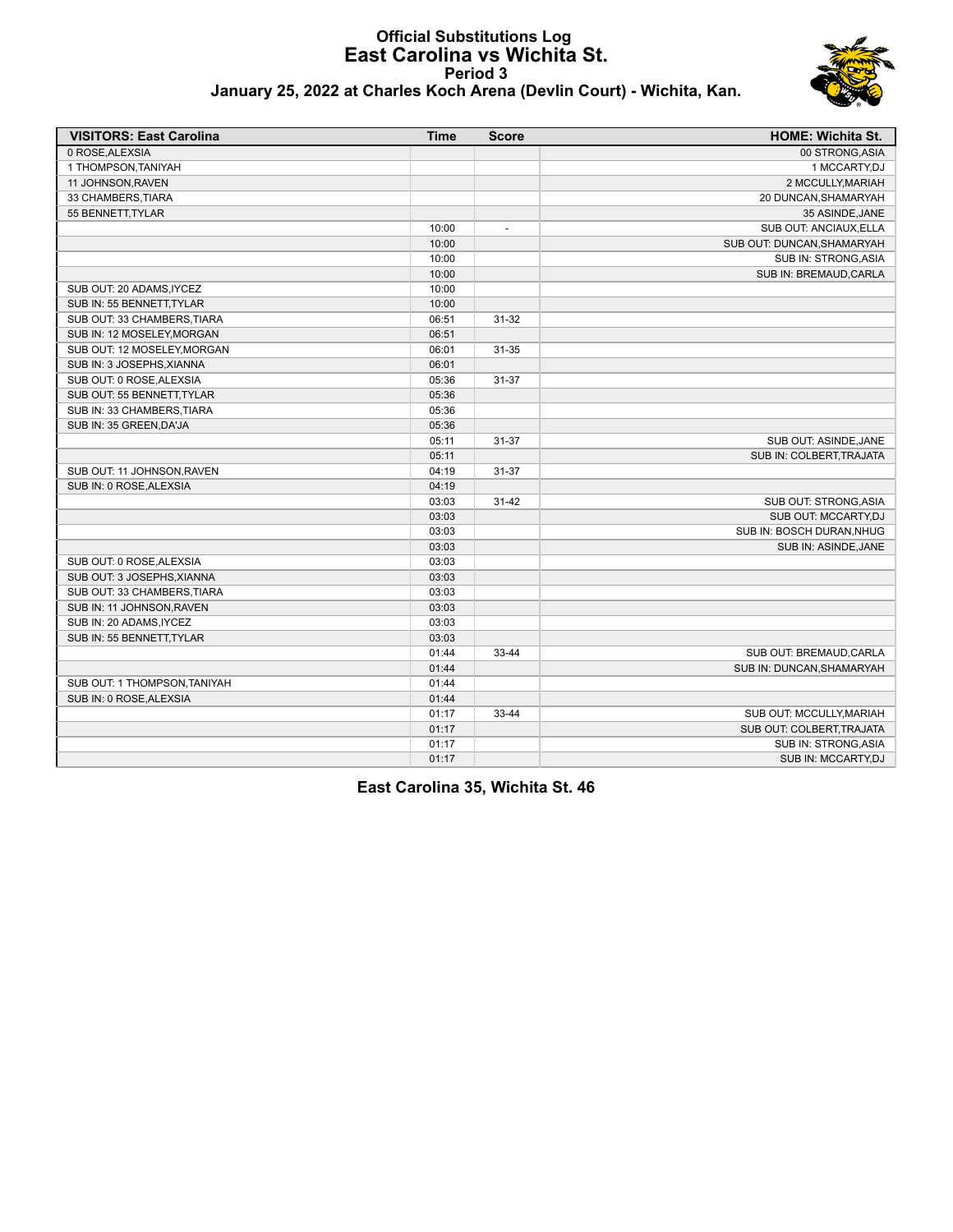# Official Substitutions Log
## East Carolina vs Wichita St.
### Period 3
### January 25, 2022 at Charles Koch Arena (Devlin Court) - Wichita, Kan.

| VISITORS: East Carolina | Time | Score | HOME: Wichita St. |
|---|---|---|---|
| 0 ROSE,ALEXSIA | | | 00 STRONG,ASIA |
| 1 THOMPSON,TANIYAH | | | 1 MCCARTY,DJ |
| 11 JOHNSON,RAVEN | | | 2 MCCULLY,MARIAH |
| 33 CHAMBERS,TIARA | | | 20 DUNCAN,SHAMARYAH |
| 55 BENNETT,TYLAR | | | 35 ASINDE,JANE |
| | 10:00 | - | SUB OUT: ANCIAUX,ELLA |
| | 10:00 | | SUB OUT: DUNCAN,SHAMARYAH |
| | 10:00 | | SUB IN: STRONG,ASIA |
| | 10:00 | | SUB IN: BREMAUD,CARLA |
| SUB OUT: 20 ADAMS,IYCEZ | 10:00 | | |
| SUB IN: 55 BENNETT,TYLAR | 10:00 | | |
| SUB OUT: 33 CHAMBERS,TIARA | 06:51 | 31-32 | |
| SUB IN: 12 MOSELEY,MORGAN | 06:51 | | |
| SUB OUT: 12 MOSELEY,MORGAN | 06:01 | 31-35 | |
| SUB IN: 3 JOSEPHS,XIANNA | 06:01 | | |
| SUB OUT: 0 ROSE,ALEXSIA | 05:36 | 31-37 | |
| SUB OUT: 55 BENNETT,TYLAR | 05:36 | | |
| SUB IN: 33 CHAMBERS,TIARA | 05:36 | | |
| SUB IN: 35 GREEN,DA'JA | 05:36 | | |
| | 05:11 | 31-37 | SUB OUT: ASINDE,JANE |
| | 05:11 | | SUB IN: COLBERT,TRAJATA |
| SUB OUT: 11 JOHNSON,RAVEN | 04:19 | 31-37 | |
| SUB IN: 0 ROSE,ALEXSIA | 04:19 | | |
| | 03:03 | 31-42 | SUB OUT: STRONG,ASIA |
| | 03:03 | | SUB OUT: MCCARTY,DJ |
| | 03:03 | | SUB IN: BOSCH DURAN,NHUG |
| | 03:03 | | SUB IN: ASINDE,JANE |
| SUB OUT: 0 ROSE,ALEXSIA | 03:03 | | |
| SUB OUT: 3 JOSEPHS,XIANNA | 03:03 | | |
| SUB OUT: 33 CHAMBERS,TIARA | 03:03 | | |
| SUB IN: 11 JOHNSON,RAVEN | 03:03 | | |
| SUB IN: 20 ADAMS,IYCEZ | 03:03 | | |
| SUB IN: 55 BENNETT,TYLAR | 03:03 | | |
| | 01:44 | 33-44 | SUB OUT: BREMAUD,CARLA |
| | 01:44 | | SUB IN: DUNCAN,SHAMARYAH |
| SUB OUT: 1 THOMPSON,TANIYAH | 01:44 | | |
| SUB IN: 0 ROSE,ALEXSIA | 01:44 | | |
| | 01:17 | 33-44 | SUB OUT: MCCULLY,MARIAH |
| | 01:17 | | SUB OUT: COLBERT,TRAJATA |
| | 01:17 | | SUB IN: STRONG,ASIA |
| | 01:17 | | SUB IN: MCCARTY,DJ |

**East Carolina 35, Wichita St. 46**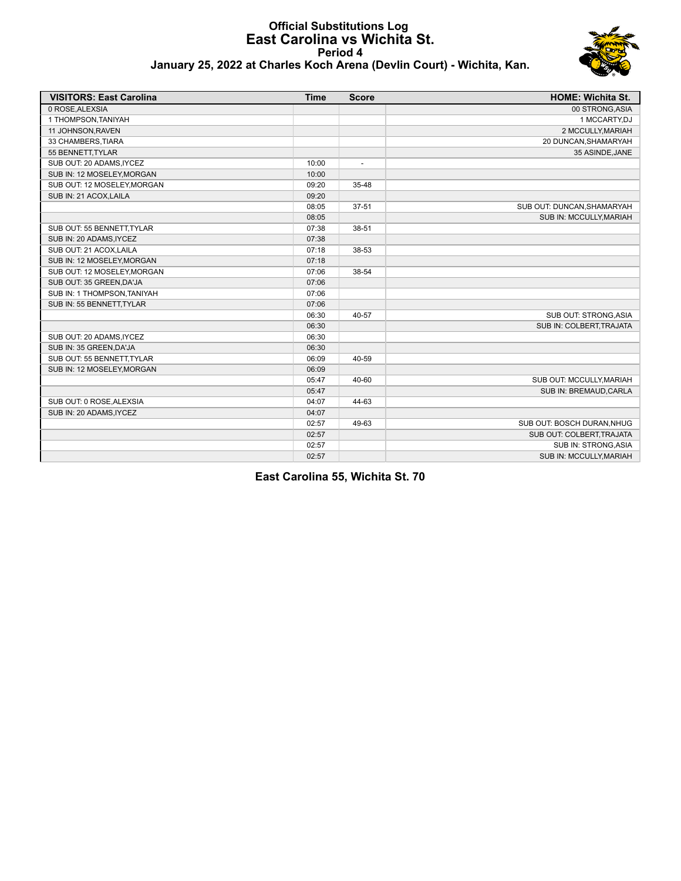# Official Substitutions Log
## East Carolina vs Wichita St.
### Period 4
### January 25, 2022 at Charles Koch Arena (Devlin Court) - Wichita, Kan.

| VISITORS: East Carolina | Time | Score | HOME: Wichita St. |
|---|---|---|---|
| 0 ROSE,ALEXSIA | | | 00 STRONG,ASIA |
| 1 THOMPSON,TANIYAH | | | 1 MCCARTY,DJ |
| 11 JOHNSON,RAVEN | | | 2 MCCULLY,MARIAH |
| 33 CHAMBERS,TIARA | | | 20 DUNCAN,SHAMARYAH |
| 55 BENNETT,TYLAR | | | 35 ASINDE,JANE |
| SUB OUT: 20 ADAMS,IYCEZ | 10:00 | - | |
| SUB IN: 12 MOSELEY,MORGAN | 10:00 | | |
| SUB OUT: 12 MOSELEY,MORGAN | 09:20 | 35-48 | |
| SUB IN: 21 ACOX,LAILA | 09:20 | | |
| | 08:05 | 37-51 | SUB OUT: DUNCAN,SHAMARYAH |
| | 08:05 | | SUB IN: MCCULLY,MARIAH |
| SUB OUT: 55 BENNETT,TYLAR | 07:38 | 38-51 | |
| SUB IN: 20 ADAMS,IYCEZ | 07:38 | | |
| SUB OUT: 21 ACOX,LAILA | 07:18 | 38-53 | |
| SUB IN: 12 MOSELEY,MORGAN | 07:18 | | |
| SUB OUT: 12 MOSELEY,MORGAN | 07:06 | 38-54 | |
| SUB OUT: 35 GREEN,DA'JA | 07:06 | | |
| SUB IN: 1 THOMPSON,TANIYAH | 07:06 | | |
| SUB IN: 55 BENNETT,TYLAR | 07:06 | | |
| | 06:30 | 40-57 | SUB OUT: STRONG,ASIA |
| | 06:30 | | SUB IN: COLBERT,TRAJATA |
| SUB OUT: 20 ADAMS,IYCEZ | 06:30 | | |
| SUB IN: 35 GREEN,DA'JA | 06:30 | | |
| SUB OUT: 55 BENNETT,TYLAR | 06:09 | 40-59 | |
| SUB IN: 12 MOSELEY,MORGAN | 06:09 | | |
| | 05:47 | 40-60 | SUB OUT: MCCULLY,MARIAH |
| | 05:47 | | SUB IN: BREMAUD,CARLA |
| SUB OUT: 0 ROSE,ALEXSIA | 04:07 | 44-63 | |
| SUB IN: 20 ADAMS,IYCEZ | 04:07 | | |
| | 02:57 | 49-63 | SUB OUT: BOSCH DURAN,NHUG |
| | 02:57 | | SUB OUT: COLBERT,TRAJATA |
| | 02:57 | | SUB IN: STRONG,ASIA |
| | 02:57 | | SUB IN: MCCULLY,MARIAH |

**East Carolina 55, Wichita St. 70**